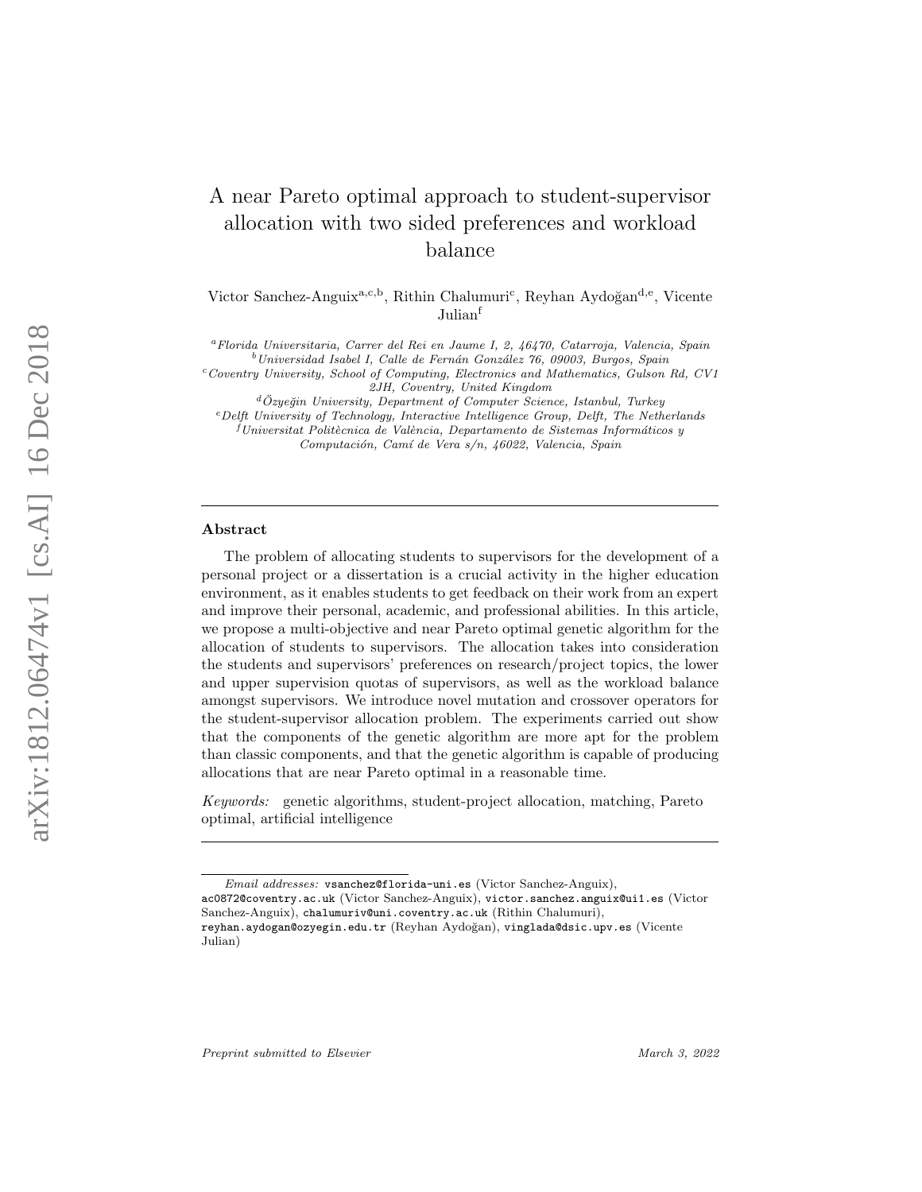# A near Pareto optimal approach to student-supervisor allocation with two sided preferences and workload balance

Victor Sanchez-Anguix[a,c,b], Rithin Chalumuri[c], Reyhan Aydoğan[d,e], Vicente Julian[f]

[a] *Florida Universitaria, Carrer del Rei en Jaume I, 2, 46470, Catarroja, Valencia, Spain*
[b] *Universidad Isabel I, Calle de Fernán González 76, 09003, Burgos, Spain*
[c] *Coventry University, School of Computing, Electronics and Mathematics, Gulson Rd, CV1 2JH, Coventry, United Kingdom*
[d] *Özyeğin University, Department of Computer Science, Istanbul, Turkey*
[e] *Delft University of Technology, Interactive Intelligence Group, Delft, The Netherlands*
[f] *Universitat Politècnica de València, Departamento de Sistemas Informáticos y Computación, Camí de Vera s/n, 46022, Valencia, Spain*

---

## Abstract

The problem of allocating students to supervisors for the development of a personal project or a dissertation is a crucial activity in the higher education environment, as it enables students to get feedback on their work from an expert and improve their personal, academic, and professional abilities. In this article, we propose a multi-objective and near Pareto optimal genetic algorithm for the allocation of students to supervisors. The allocation takes into consideration the students and supervisors' preferences on research/project topics, the lower and upper supervision quotas of supervisors, as well as the workload balance amongst supervisors. We introduce novel mutation and crossover operators for the student-supervisor allocation problem. The experiments carried out show that the components of the genetic algorithm are more apt for the problem than classic components, and that the genetic algorithm is capable of producing allocations that are near Pareto optimal in a reasonable time.

*Keywords:* genetic algorithms, student-project allocation, matching, Pareto optimal, artificial intelligence

---

*Email addresses:* vsanchez@florida-uni.es (Victor Sanchez-Anguix), ac0872@coventry.ac.uk (Victor Sanchez-Anguix), victor.sanchez.anguix@ui1.es (Victor Sanchez-Anguix), chalumuriv@uni.coventry.ac.uk (Rithin Chalumuri), reyhan.aydogan@ozyegin.edu.tr (Reyhan Aydoğan), vinglada@dsic.upv.es (Vicente Julian)

*Preprint submitted to Elsevier* *March 3, 2022*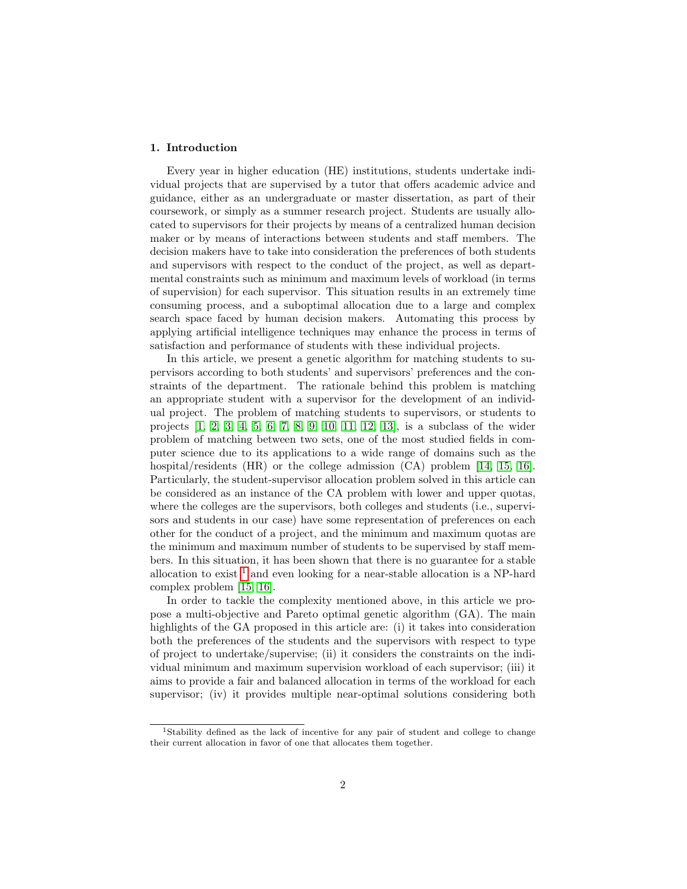## 1. Introduction

Every year in higher education (HE) institutions, students undertake individual projects that are supervised by a tutor that offers academic advice and guidance, either as an undergraduate or master dissertation, as part of their coursework, or simply as a summer research project. Students are usually allocated to supervisors for their projects by means of a centralized human decision maker or by means of interactions between students and staff members. The decision makers have to take into consideration the preferences of both students and supervisors with respect to the conduct of the project, as well as departmental constraints such as minimum and maximum levels of workload (in terms of supervision) for each supervisor. This situation results in an extremely time consuming process, and a suboptimal allocation due to a large and complex search space faced by human decision makers. Automating this process by applying artificial intelligence techniques may enhance the process in terms of satisfaction and performance of students with these individual projects.

In this article, we present a genetic algorithm for matching students to supervisors according to both students' and supervisors' preferences and the constraints of the department. The rationale behind this problem is matching an appropriate student with a supervisor for the development of an individual project. The problem of matching students to supervisors, or students to projects [1, 2, 3, 4, 5, 6, 7, 8, 9, 10, 11, 12, 13], is a subclass of the wider problem of matching between two sets, one of the most studied fields in computer science due to its applications to a wide range of domains such as the hospital/residents (HR) or the college admission (CA) problem [14, 15, 16]. Particularly, the student-supervisor allocation problem solved in this article can be considered as an instance of the CA problem with lower and upper quotas, where the colleges are the supervisors, both colleges and students (i.e., supervisors and students in our case) have some representation of preferences on each other for the conduct of a project, and the minimum and maximum quotas are the minimum and maximum number of students to be supervised by staff members. In this situation, it has been shown that there is no guarantee for a stable allocation to exist [1] and even looking for a near-stable allocation is a NP-hard complex problem [15, 16].

In order to tackle the complexity mentioned above, in this article we propose a multi-objective and Pareto optimal genetic algorithm (GA). The main highlights of the GA proposed in this article are: (i) it takes into consideration both the preferences of the students and the supervisors with respect to type of project to undertake/supervise; (ii) it considers the constraints on the individual minimum and maximum supervision workload of each supervisor; (iii) it aims to provide a fair and balanced allocation in terms of the workload for each supervisor; (iv) it provides multiple near-optimal solutions considering both

[1] Stability defined as the lack of incentive for any pair of student and college to change their current allocation in favor of one that allocates them together.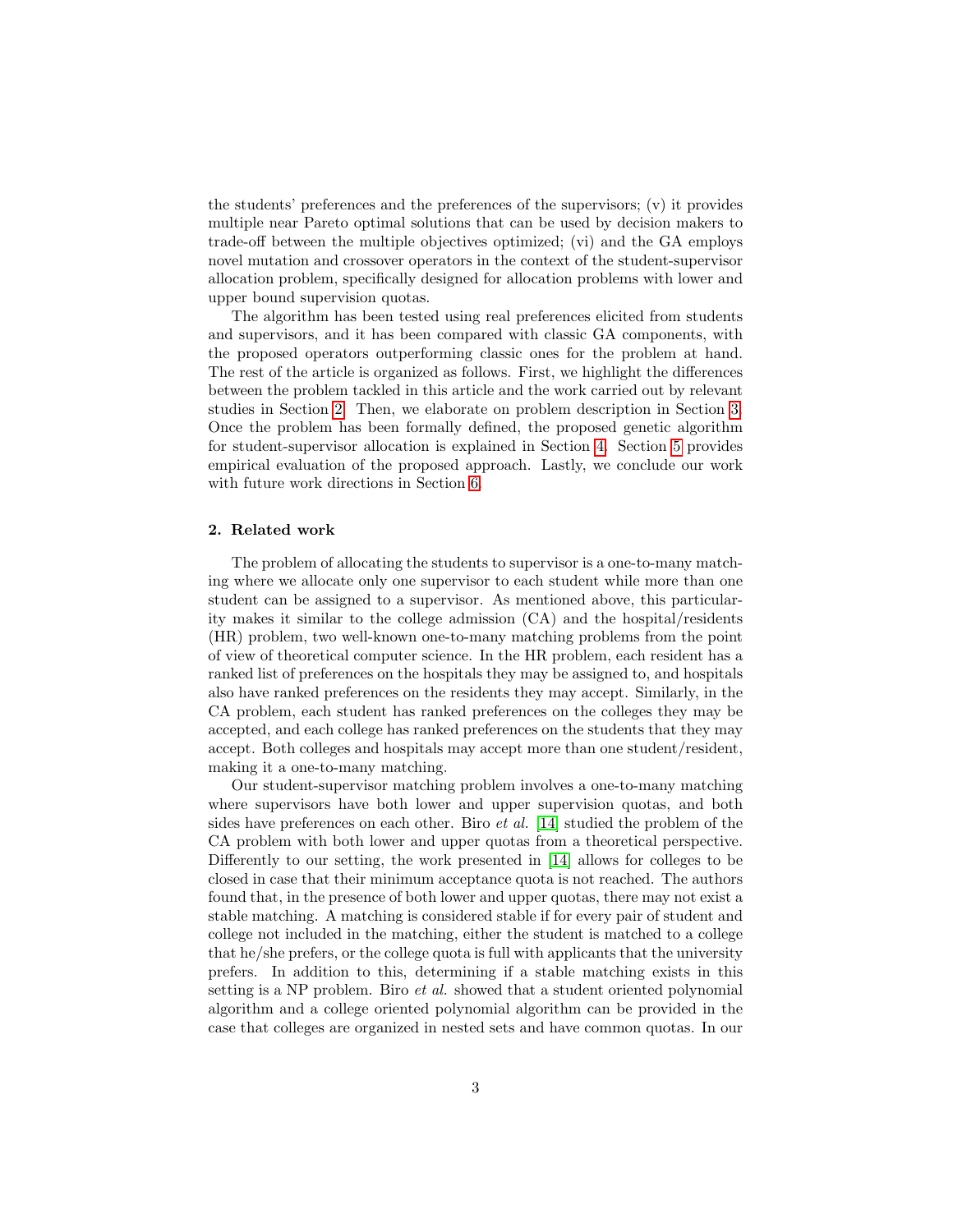the students' preferences and the preferences of the supervisors; (v) it provides multiple near Pareto optimal solutions that can be used by decision makers to trade-off between the multiple objectives optimized; (vi) and the GA employs novel mutation and crossover operators in the context of the student-supervisor allocation problem, specifically designed for allocation problems with lower and upper bound supervision quotas.

The algorithm has been tested using real preferences elicited from students and supervisors, and it has been compared with classic GA components, with the proposed operators outperforming classic ones for the problem at hand. The rest of the article is organized as follows. First, we highlight the differences between the problem tackled in this article and the work carried out by relevant studies in Section 2. Then, we elaborate on problem description in Section 3. Once the problem has been formally defined, the proposed genetic algorithm for student-supervisor allocation is explained in Section 4. Section 5 provides empirical evaluation of the proposed approach. Lastly, we conclude our work with future work directions in Section 6.

## 2. Related work

The problem of allocating the students to supervisor is a one-to-many matching where we allocate only one supervisor to each student while more than one student can be assigned to a supervisor. As mentioned above, this particularity makes it similar to the college admission (CA) and the hospital/residents (HR) problem, two well-known one-to-many matching problems from the point of view of theoretical computer science. In the HR problem, each resident has a ranked list of preferences on the hospitals they may be assigned to, and hospitals also have ranked preferences on the residents they may accept. Similarly, in the CA problem, each student has ranked preferences on the colleges they may be accepted, and each college has ranked preferences on the students that they may accept. Both colleges and hospitals may accept more than one student/resident, making it a one-to-many matching.

Our student-supervisor matching problem involves a one-to-many matching where supervisors have both lower and upper supervision quotas, and both sides have preferences on each other. Biro *et al.* [14] studied the problem of the CA problem with both lower and upper quotas from a theoretical perspective. Differently to our setting, the work presented in [14] allows for colleges to be closed in case that their minimum acceptance quota is not reached. The authors found that, in the presence of both lower and upper quotas, there may not exist a stable matching. A matching is considered stable if for every pair of student and college not included in the matching, either the student is matched to a college that he/she prefers, or the college quota is full with applicants that the university prefers. In addition to this, determining if a stable matching exists in this setting is a NP problem. Biro *et al.* showed that a student oriented polynomial algorithm and a college oriented polynomial algorithm can be provided in the case that colleges are organized in nested sets and have common quotas. In our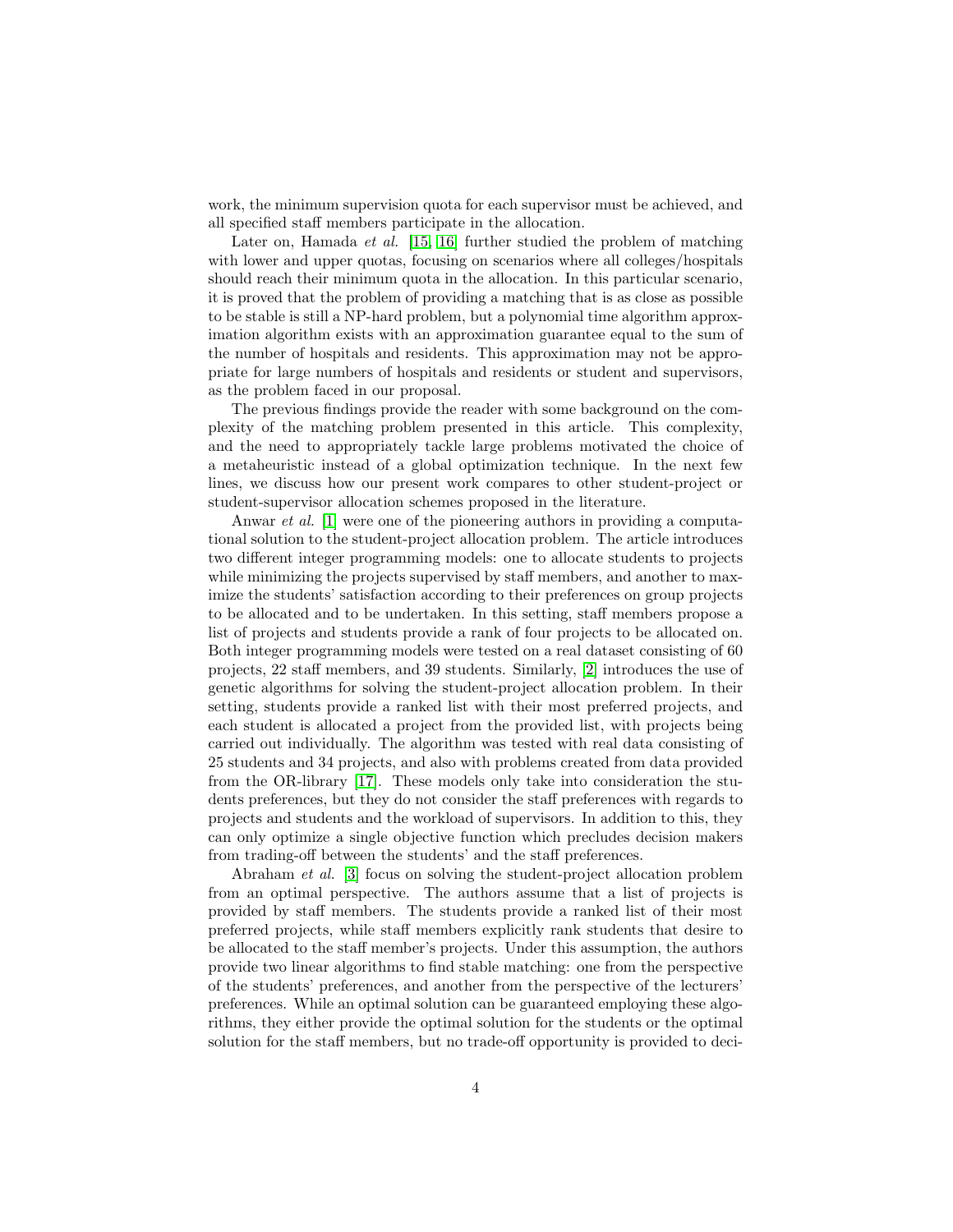work, the minimum supervision quota for each supervisor must be achieved, and all specified staff members participate in the allocation.

Later on, Hamada *et al.* [15, 16] further studied the problem of matching with lower and upper quotas, focusing on scenarios where all colleges/hospitals should reach their minimum quota in the allocation. In this particular scenario, it is proved that the problem of providing a matching that is as close as possible to be stable is still a NP-hard problem, but a polynomial time algorithm approximation algorithm exists with an approximation guarantee equal to the sum of the number of hospitals and residents. This approximation may not be appropriate for large numbers of hospitals and residents or student and supervisors, as the problem faced in our proposal.

The previous findings provide the reader with some background on the complexity of the matching problem presented in this article. This complexity, and the need to appropriately tackle large problems motivated the choice of a metaheuristic instead of a global optimization technique. In the next few lines, we discuss how our present work compares to other student-project or student-supervisor allocation schemes proposed in the literature.

Anwar *et al.* [1] were one of the pioneering authors in providing a computational solution to the student-project allocation problem. The article introduces two different integer programming models: one to allocate students to projects while minimizing the projects supervised by staff members, and another to maximize the students' satisfaction according to their preferences on group projects to be allocated and to be undertaken. In this setting, staff members propose a list of projects and students provide a rank of four projects to be allocated on. Both integer programming models were tested on a real dataset consisting of 60 projects, 22 staff members, and 39 students. Similarly, [2] introduces the use of genetic algorithms for solving the student-project allocation problem. In their setting, students provide a ranked list with their most preferred projects, and each student is allocated a project from the provided list, with projects being carried out individually. The algorithm was tested with real data consisting of 25 students and 34 projects, and also with problems created from data provided from the OR-library [17]. These models only take into consideration the students preferences, but they do not consider the staff preferences with regards to projects and students and the workload of supervisors. In addition to this, they can only optimize a single objective function which precludes decision makers from trading-off between the students' and the staff preferences.

Abraham *et al.* [3] focus on solving the student-project allocation problem from an optimal perspective. The authors assume that a list of projects is provided by staff members. The students provide a ranked list of their most preferred projects, while staff members explicitly rank students that desire to be allocated to the staff member's projects. Under this assumption, the authors provide two linear algorithms to find stable matching: one from the perspective of the students' preferences, and another from the perspective of the lecturers' preferences. While an optimal solution can be guaranteed employing these algorithms, they either provide the optimal solution for the students or the optimal solution for the staff members, but no trade-off opportunity is provided to deci-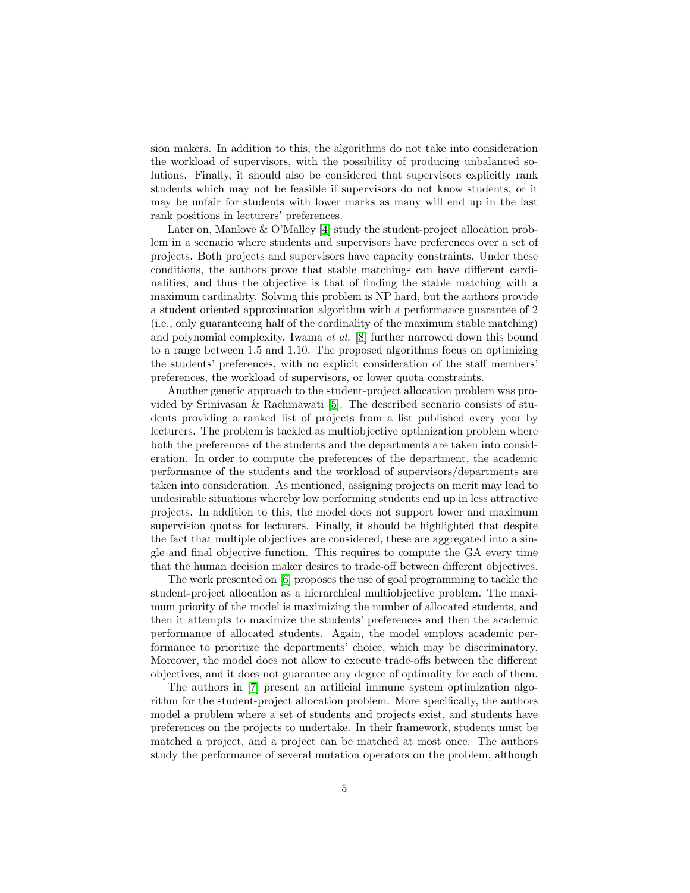sion makers. In addition to this, the algorithms do not take into consideration the workload of supervisors, with the possibility of producing unbalanced solutions. Finally, it should also be considered that supervisors explicitly rank students which may not be feasible if supervisors do not know students, or it may be unfair for students with lower marks as many will end up in the last rank positions in lecturers' preferences.

Later on, Manlove & O'Malley [4] study the student-project allocation problem in a scenario where students and supervisors have preferences over a set of projects. Both projects and supervisors have capacity constraints. Under these conditions, the authors prove that stable matchings can have different cardinalities, and thus the objective is that of finding the stable matching with a maximum cardinality. Solving this problem is NP hard, but the authors provide a student oriented approximation algorithm with a performance guarantee of 2 (i.e., only guaranteeing half of the cardinality of the maximum stable matching) and polynomial complexity. Iwama *et al.* [8] further narrowed down this bound to a range between 1.5 and 1.10. The proposed algorithms focus on optimizing the students' preferences, with no explicit consideration of the staff members' preferences, the workload of supervisors, or lower quota constraints.

Another genetic approach to the student-project allocation problem was provided by Srinivasan & Rachmawati [5]. The described scenario consists of students providing a ranked list of projects from a list published every year by lecturers. The problem is tackled as multiobjective optimization problem where both the preferences of the students and the departments are taken into consideration. In order to compute the preferences of the department, the academic performance of the students and the workload of supervisors/departments are taken into consideration. As mentioned, assigning projects on merit may lead to undesirable situations whereby low performing students end up in less attractive projects. In addition to this, the model does not support lower and maximum supervision quotas for lecturers. Finally, it should be highlighted that despite the fact that multiple objectives are considered, these are aggregated into a single and final objective function. This requires to compute the GA every time that the human decision maker desires to trade-off between different objectives.

The work presented on [6] proposes the use of goal programming to tackle the student-project allocation as a hierarchical multiobjective problem. The maximum priority of the model is maximizing the number of allocated students, and then it attempts to maximize the students' preferences and then the academic performance of allocated students. Again, the model employs academic performance to prioritize the departments' choice, which may be discriminatory. Moreover, the model does not allow to execute trade-offs between the different objectives, and it does not guarantee any degree of optimality for each of them.

The authors in [7] present an artificial immune system optimization algorithm for the student-project allocation problem. More specifically, the authors model a problem where a set of students and projects exist, and students have preferences on the projects to undertake. In their framework, students must be matched a project, and a project can be matched at most once. The authors study the performance of several mutation operators on the problem, although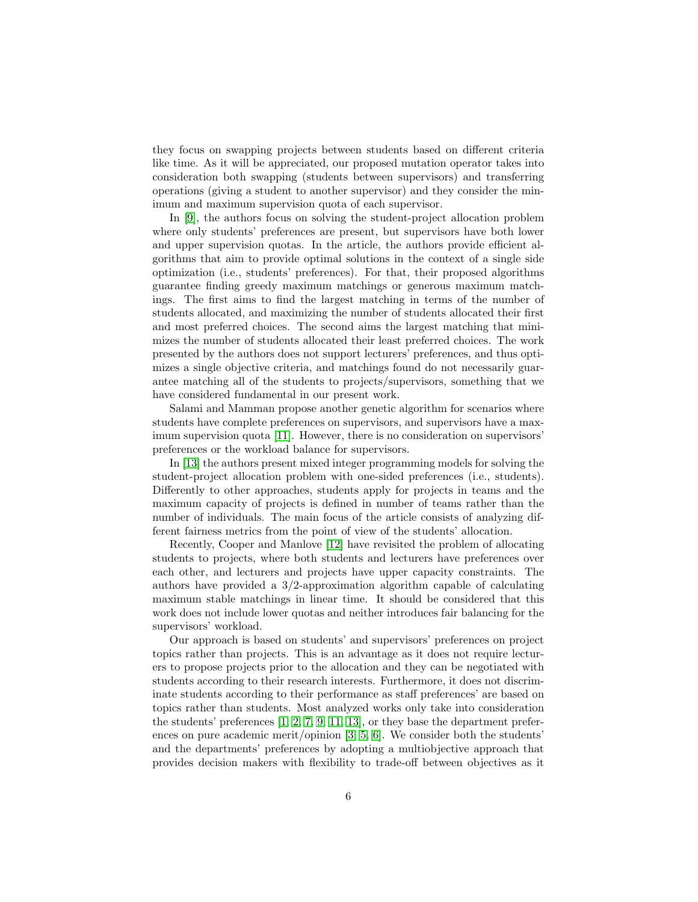they focus on swapping projects between students based on different criteria like time. As it will be appreciated, our proposed mutation operator takes into consideration both swapping (students between supervisors) and transferring operations (giving a student to another supervisor) and they consider the minimum and maximum supervision quota of each supervisor.

In [9], the authors focus on solving the student-project allocation problem where only students' preferences are present, but supervisors have both lower and upper supervision quotas. In the article, the authors provide efficient algorithms that aim to provide optimal solutions in the context of a single side optimization (i.e., students' preferences). For that, their proposed algorithms guarantee finding greedy maximum matchings or generous maximum matchings. The first aims to find the largest matching in terms of the number of students allocated, and maximizing the number of students allocated their first and most preferred choices. The second aims the largest matching that minimizes the number of students allocated their least preferred choices. The work presented by the authors does not support lecturers' preferences, and thus optimizes a single objective criteria, and matchings found do not necessarily guarantee matching all of the students to projects/supervisors, something that we have considered fundamental in our present work.

Salami and Mamman propose another genetic algorithm for scenarios where students have complete preferences on supervisors, and supervisors have a maximum supervision quota [11]. However, there is no consideration on supervisors' preferences or the workload balance for supervisors.

In [13] the authors present mixed integer programming models for solving the student-project allocation problem with one-sided preferences (i.e., students). Differently to other approaches, students apply for projects in teams and the maximum capacity of projects is defined in number of teams rather than the number of individuals. The main focus of the article consists of analyzing different fairness metrics from the point of view of the students' allocation.

Recently, Cooper and Manlove [12] have revisited the problem of allocating students to projects, where both students and lecturers have preferences over each other, and lecturers and projects have upper capacity constraints. The authors have provided a 3/2-approximation algorithm capable of calculating maximum stable matchings in linear time. It should be considered that this work does not include lower quotas and neither introduces fair balancing for the supervisors' workload.

Our approach is based on students' and supervisors' preferences on project topics rather than projects. This is an advantage as it does not require lecturers to propose projects prior to the allocation and they can be negotiated with students according to their research interests. Furthermore, it does not discriminate students according to their performance as staff preferences' are based on topics rather than students. Most analyzed works only take into consideration the students' preferences [1, 2, 7, 9, 11, 13], or they base the department preferences on pure academic merit/opinion [3, 5, 6]. We consider both the students' and the departments' preferences by adopting a multiobjective approach that provides decision makers with flexibility to trade-off between objectives as it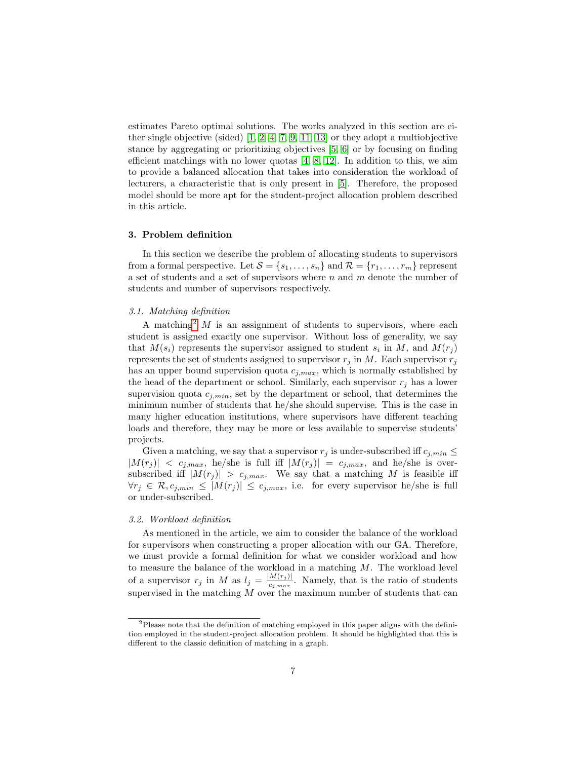estimates Pareto optimal solutions. The works analyzed in this section are either single objective (sided) [1, 2, 4, 7, 9, 11, 13] or they adopt a multiobjective stance by aggregating or prioritizing objectives [5, 6] or by focusing on finding efficient matchings with no lower quotas [4, 8, 12]. In addition to this, we aim to provide a balanced allocation that takes into consideration the workload of lecturers, a characteristic that is only present in [5]. Therefore, the proposed model should be more apt for the student-project allocation problem described in this article.

## 3. Problem definition

In this section we describe the problem of allocating students to supervisors from a formal perspective. Let $\mathcal{S} = \{s_1, \ldots, s_n\}$ and $\mathcal{R} = \{r_1, \ldots, r_m\}$ represent a set of students and a set of supervisors where $n$ and $m$ denote the number of students and number of supervisors respectively.

### 3.1. Matching definition

A matching[2] $M$ is an assignment of students to supervisors, where each student is assigned exactly one supervisor. Without loss of generality, we say that $M(s_i)$ represents the supervisor assigned to student $s_i$ in $M$, and $M(r_j)$ represents the set of students assigned to supervisor $r_j$ in $M$. Each supervisor $r_j$ has an upper bound supervision quota $c_{j,max}$, which is normally established by the head of the department or school. Similarly, each supervisor $r_j$ has a lower supervision quota $c_{j,min}$, set by the department or school, that determines the minimum number of students that he/she should supervise. This is the case in many higher education institutions, where supervisors have different teaching loads and therefore, they may be more or less available to supervise students' projects.

Given a matching, we say that a supervisor $r_j$ is under-subscribed iff $c_{j,min} \leq |M(r_j)| < c_{j,max}$, he/she is full iff $|M(r_j)| = c_{j,max}$, and he/she is over-subscribed iff $|M(r_j)| > c_{j,max}$. We say that a matching $M$ is feasible iff $\forall r_j \in \mathcal{R}, c_{j,min} \leq |M(r_j)| \leq c_{j,max}$, i.e. for every supervisor he/she is full or under-subscribed.

### 3.2. Workload definition

As mentioned in the article, we aim to consider the balance of the workload for supervisors when constructing a proper allocation with our GA. Therefore, we must provide a formal definition for what we consider workload and how to measure the balance of the workload in a matching $M$. The workload level of a supervisor $r_j$ in $M$ as $l_j = \frac{|M(r_j)|}{c_{j,max}}$. Namely, that is the ratio of students supervised in the matching $M$ over the maximum number of students that can

[2]Please note that the definition of matching employed in this paper aligns with the definition employed in the student-project allocation problem. It should be highlighted that this is different to the classic definition of matching in a graph.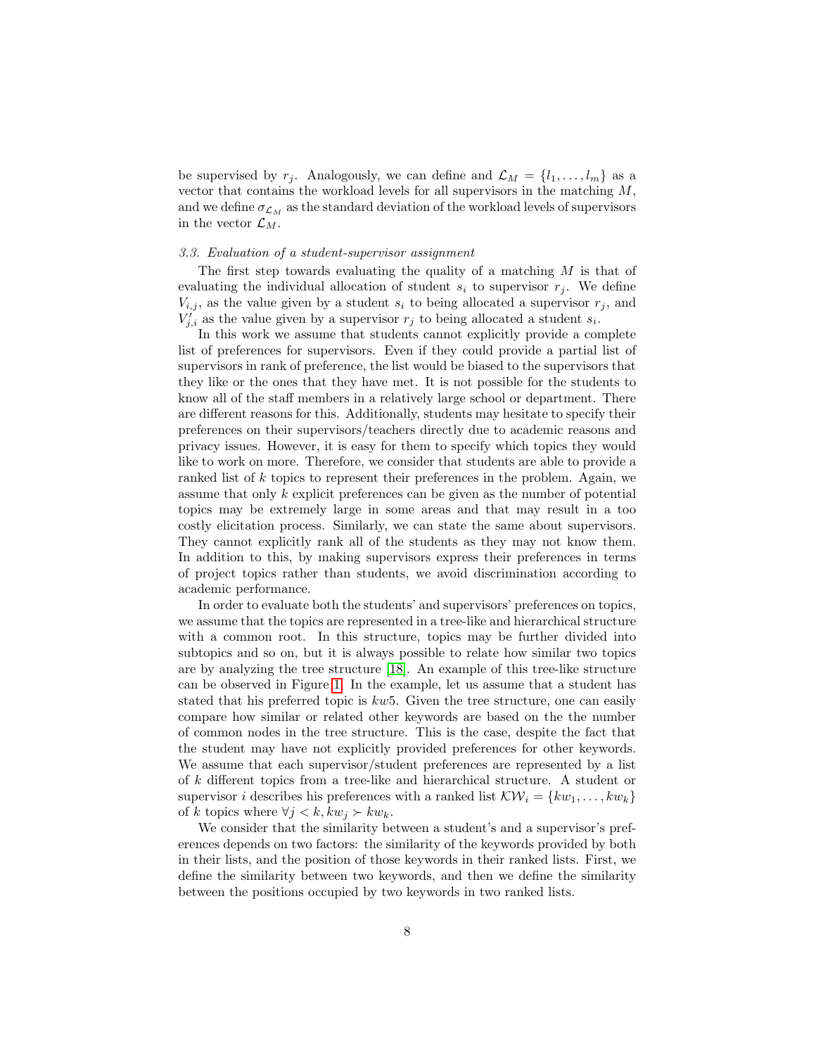be supervised by $r_j$. Analogously, we can define and $\mathcal{L}_M = \{l_1, \ldots, l_m\}$ as a vector that contains the workload levels for all supervisors in the matching $M$, and we define $\sigma_{\mathcal{L}_M}$ as the standard deviation of the workload levels of supervisors in the vector $\mathcal{L}_M$.

### *3.3. Evaluation of a student-supervisor assignment*

The first step towards evaluating the quality of a matching $M$ is that of evaluating the individual allocation of student $s_i$ to supervisor $r_j$. We define $V_{i,j}$, as the value given by a student $s_i$ to being allocated a supervisor $r_j$, and $V'_{j,i}$ as the value given by a supervisor $r_j$ to being allocated a student $s_i$.

In this work we assume that students cannot explicitly provide a complete list of preferences for supervisors. Even if they could provide a partial list of supervisors in rank of preference, the list would be biased to the supervisors that they like or the ones that they have met. It is not possible for the students to know all of the staff members in a relatively large school or department. There are different reasons for this. Additionally, students may hesitate to specify their preferences on their supervisors/teachers directly due to academic reasons and privacy issues. However, it is easy for them to specify which topics they would like to work on more. Therefore, we consider that students are able to provide a ranked list of $k$ topics to represent their preferences in the problem. Again, we assume that only $k$ explicit preferences can be given as the number of potential topics may be extremely large in some areas and that may result in a too costly elicitation process. Similarly, we can state the same about supervisors. They cannot explicitly rank all of the students as they may not know them. In addition to this, by making supervisors express their preferences in terms of project topics rather than students, we avoid discrimination according to academic performance.

In order to evaluate both the students' and supervisors' preferences on topics, we assume that the topics are represented in a tree-like and hierarchical structure with a common root. In this structure, topics may be further divided into subtopics and so on, but it is always possible to relate how similar two topics are by analyzing the tree structure [18]. An example of this tree-like structure can be observed in Figure 1. In the example, let us assume that a student has stated that his preferred topic is $kw5$. Given the tree structure, one can easily compare how similar or related other keywords are based on the the number of common nodes in the tree structure. This is the case, despite the fact that the student may have not explicitly provided preferences for other keywords. We assume that each supervisor/student preferences are represented by a list of $k$ different topics from a tree-like and hierarchical structure. A student or supervisor $i$ describes his preferences with a ranked list $\mathcal{KW}_i = \{kw_1, \ldots, kw_k\}$ of $k$ topics where $\forall j < k, kw_j \succ kw_k$.

We consider that the similarity between a student's and a supervisor's preferences depends on two factors: the similarity of the keywords provided by both in their lists, and the position of those keywords in their ranked lists. First, we define the similarity between two keywords, and then we define the similarity between the positions occupied by two keywords in two ranked lists.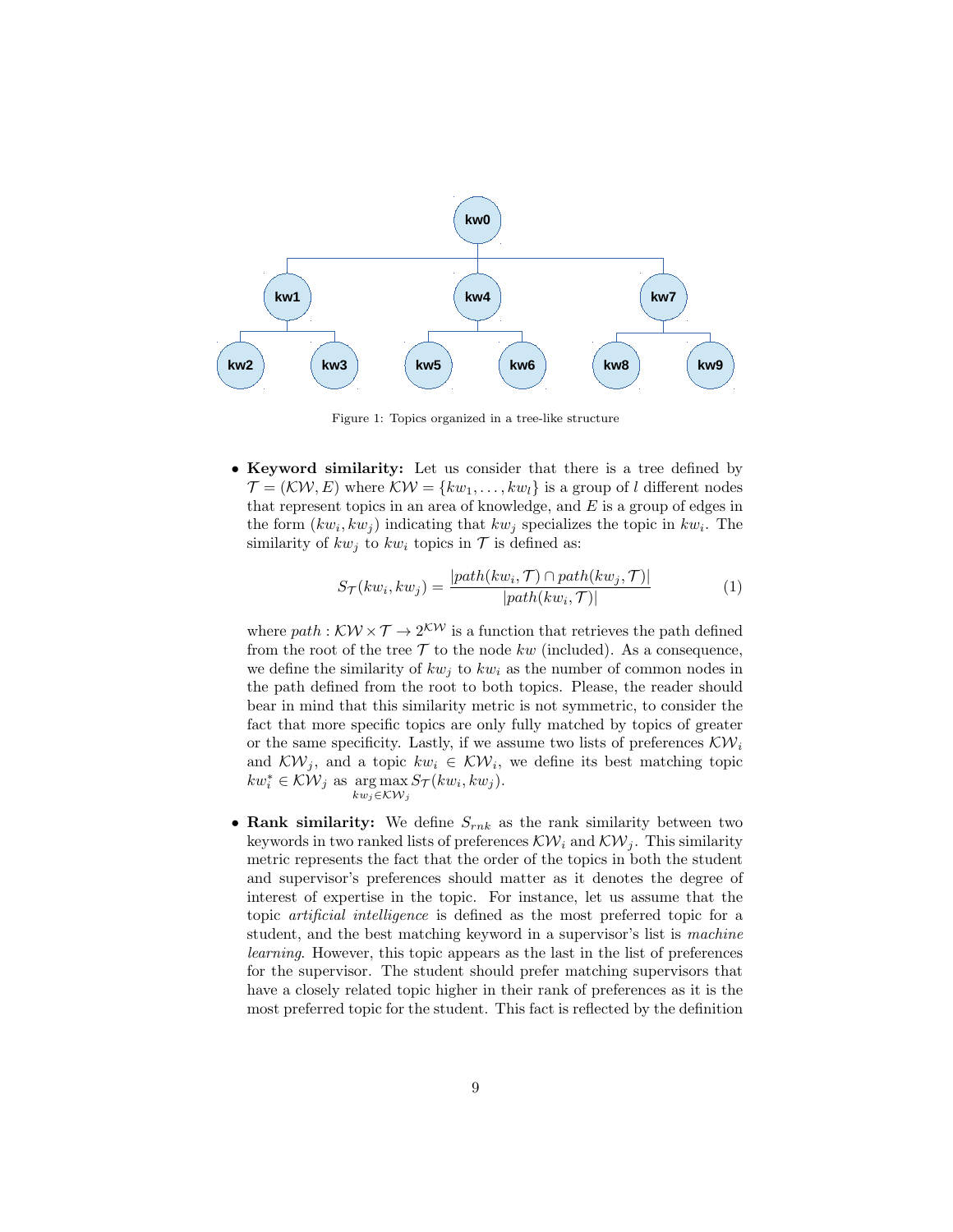Figure 1: Topics organized in a tree-like structure

- **Keyword similarity:** Let us consider that there is a tree defined by $\mathcal{T} = (\mathcal{KW}, E)$ where $\mathcal{KW} = \{kw_1, \ldots, kw_l\}$ is a group of $l$ different nodes that represent topics in an area of knowledge, and $E$ is a group of edges in the form $(kw_i, kw_j)$ indicating that $kw_j$ specializes the topic in $kw_i$. The similarity of $kw_j$ to $kw_i$ topics in $\mathcal{T}$ is defined as:

$$S_{\mathcal{T}}(kw_i, kw_j) = \frac{|path(kw_i, \mathcal{T}) \cap path(kw_j, \mathcal{T})|}{|path(kw_i, \mathcal{T})|} \tag{1}$$

  where $path : \mathcal{KW} \times \mathcal{T} \rightarrow 2^{\mathcal{KW}}$ is a function that retrieves the path defined from the root of the tree $\mathcal{T}$ to the node $kw$ (included). As a consequence, we define the similarity of $kw_j$ to $kw_i$ as the number of common nodes in the path defined from the root to both topics. Please, the reader should bear in mind that this similarity metric is not symmetric, to consider the fact that more specific topics are only fully matched by topics of greater or the same specificity. Lastly, if we assume two lists of preferences $\mathcal{KW}_i$ and $\mathcal{KW}_j$, and a topic $kw_i \in \mathcal{KW}_i$, we define its best matching topic $kw_i^* \in \mathcal{KW}_j$ as $\underset{kw_j \in \mathcal{KW}_j}{\arg\max}\, S_{\mathcal{T}}(kw_i, kw_j)$.

- **Rank similarity:** We define $S_{rnk}$ as the rank similarity between two keywords in two ranked lists of preferences $\mathcal{KW}_i$ and $\mathcal{KW}_j$. This similarity metric represents the fact that the order of the topics in both the student and supervisor's preferences should matter as it denotes the degree of interest of expertise in the topic. For instance, let us assume that the topic *artificial intelligence* is defined as the most preferred topic for a student, and the best matching keyword in a supervisor's list is *machine learning*. However, this topic appears as the last in the list of preferences for the supervisor. The student should prefer matching supervisors that have a closely related topic higher in their rank of preferences as it is the most preferred topic for the student. This fact is reflected by the definition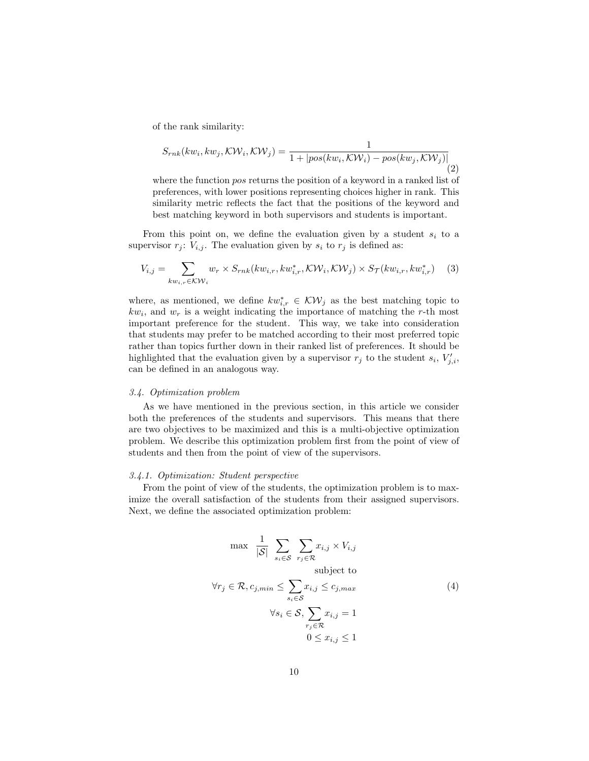of the rank similarity:

$$S_{rnk}(kw_i, kw_j, \mathcal{KW}_i, \mathcal{KW}_j) = \frac{1}{1 + |pos(kw_i, \mathcal{KW}_i) - pos(kw_j, \mathcal{KW}_j)|} \tag{2}$$

where the function *pos* returns the position of a keyword in a ranked list of preferences, with lower positions representing choices higher in rank. This similarity metric reflects the fact that the positions of the keyword and best matching keyword in both supervisors and students is important.

From this point on, we define the evaluation given by a student $s_i$ to a supervisor $r_j$: $V_{i,j}$. The evaluation given by $s_i$ to $r_j$ is defined as:

$$V_{i,j} = \sum_{kw_{i,r} \in \mathcal{KW}_i} w_r \times S_{rnk}(kw_{i,r}, kw^*_{i,r}, \mathcal{KW}_i, \mathcal{KW}_j) \times S_{\mathcal{T}}(kw_{i,r}, kw^*_{i,r}) \tag{3}$$

where, as mentioned, we define $kw^*_{i,r} \in \mathcal{KW}_j$ as the best matching topic to $kw_i$, and $w_r$ is a weight indicating the importance of matching the $r$-th most important preference for the student. This way, we take into consideration that students may prefer to be matched according to their most preferred topic rather than topics further down in their ranked list of preferences. It should be highlighted that the evaluation given by a supervisor $r_j$ to the student $s_i$, $V'_{j,i}$, can be defined in an analogous way.

### 3.4. Optimization problem

As we have mentioned in the previous section, in this article we consider both the preferences of the students and supervisors. This means that there are two objectives to be maximized and this is a multi-objective optimization problem. We describe this optimization problem first from the point of view of students and then from the point of view of the supervisors.

#### 3.4.1. Optimization: Student perspective

From the point of view of the students, the optimization problem is to maximize the overall satisfaction of the students from their assigned supervisors. Next, we define the associated optimization problem:

$$\begin{aligned} \max \ \frac{1}{|\mathcal{S}|} \sum_{s_i \in \mathcal{S}} \sum_{r_j \in \mathcal{R}} & x_{i,j} \times V_{i,j} \\ & \text{subject to} \\ \forall r_j \in \mathcal{R}, c_{j,min} \leq \sum_{s_i \in \mathcal{S}} & x_{i,j} \leq c_{j,max} \\ \forall s_i \in \mathcal{S}, \sum_{r_j \in \mathcal{R}} & x_{i,j} = 1 \\ 0 \leq & x_{i,j} \leq 1 \end{aligned} \tag{4}$$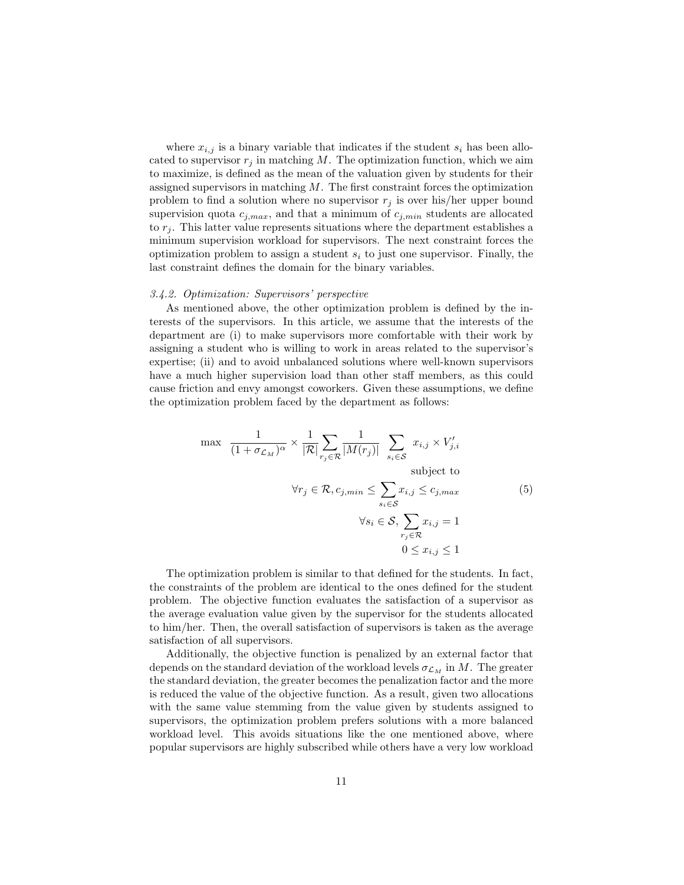where $x_{i,j}$ is a binary variable that indicates if the student $s_i$ has been allocated to supervisor $r_j$ in matching $M$. The optimization function, which we aim to maximize, is defined as the mean of the valuation given by students for their assigned supervisors in matching $M$. The first constraint forces the optimization problem to find a solution where no supervisor $r_j$ is over his/her upper bound supervision quota $c_{j,max}$, and that a minimum of $c_{j,min}$ students are allocated to $r_j$. This latter value represents situations where the department establishes a minimum supervision workload for supervisors. The next constraint forces the optimization problem to assign a student $s_i$ to just one supervisor. Finally, the last constraint defines the domain for the binary variables.

### *3.4.2. Optimization: Supervisors' perspective*

As mentioned above, the other optimization problem is defined by the interests of the supervisors. In this article, we assume that the interests of the department are (i) to make supervisors more comfortable with their work by assigning a student who is willing to work in areas related to the supervisor's expertise; (ii) and to avoid unbalanced solutions where well-known supervisors have a much higher supervision load than other staff members, as this could cause friction and envy amongst coworkers. Given these assumptions, we define the optimization problem faced by the department as follows:

$$
\begin{aligned}
\max \quad \frac{1}{(1+\sigma_{\mathcal{L}_M})^{\alpha}} \times \frac{1}{|\mathcal{R}|} \sum_{r_j \in \mathcal{R}} \frac{1}{|M(r_j)|} & \sum_{s_i \in \mathcal{S}} x_{i,j} \times V'_{j,i} \\
& \text{subject to} \\
\forall r_j \in \mathcal{R}, c_{j,min} \leq & \sum_{s_i \in \mathcal{S}} x_{i,j} \leq c_{j,max} \\
\forall s_i \in \mathcal{S}, & \sum_{r_j \in \mathcal{R}} x_{i,j} = 1 \\
& 0 \leq x_{i,j} \leq 1
\end{aligned} \tag{5}
$$

The optimization problem is similar to that defined for the students. In fact, the constraints of the problem are identical to the ones defined for the student problem. The objective function evaluates the satisfaction of a supervisor as the average evaluation value given by the supervisor for the students allocated to him/her. Then, the overall satisfaction of supervisors is taken as the average satisfaction of all supervisors.

Additionally, the objective function is penalized by an external factor that depends on the standard deviation of the workload levels $\sigma_{\mathcal{L}_M}$ in $M$. The greater the standard deviation, the greater becomes the penalization factor and the more is reduced the value of the objective function. As a result, given two allocations with the same value stemming from the value given by students assigned to supervisors, the optimization problem prefers solutions with a more balanced workload level. This avoids situations like the one mentioned above, where popular supervisors are highly subscribed while others have a very low workload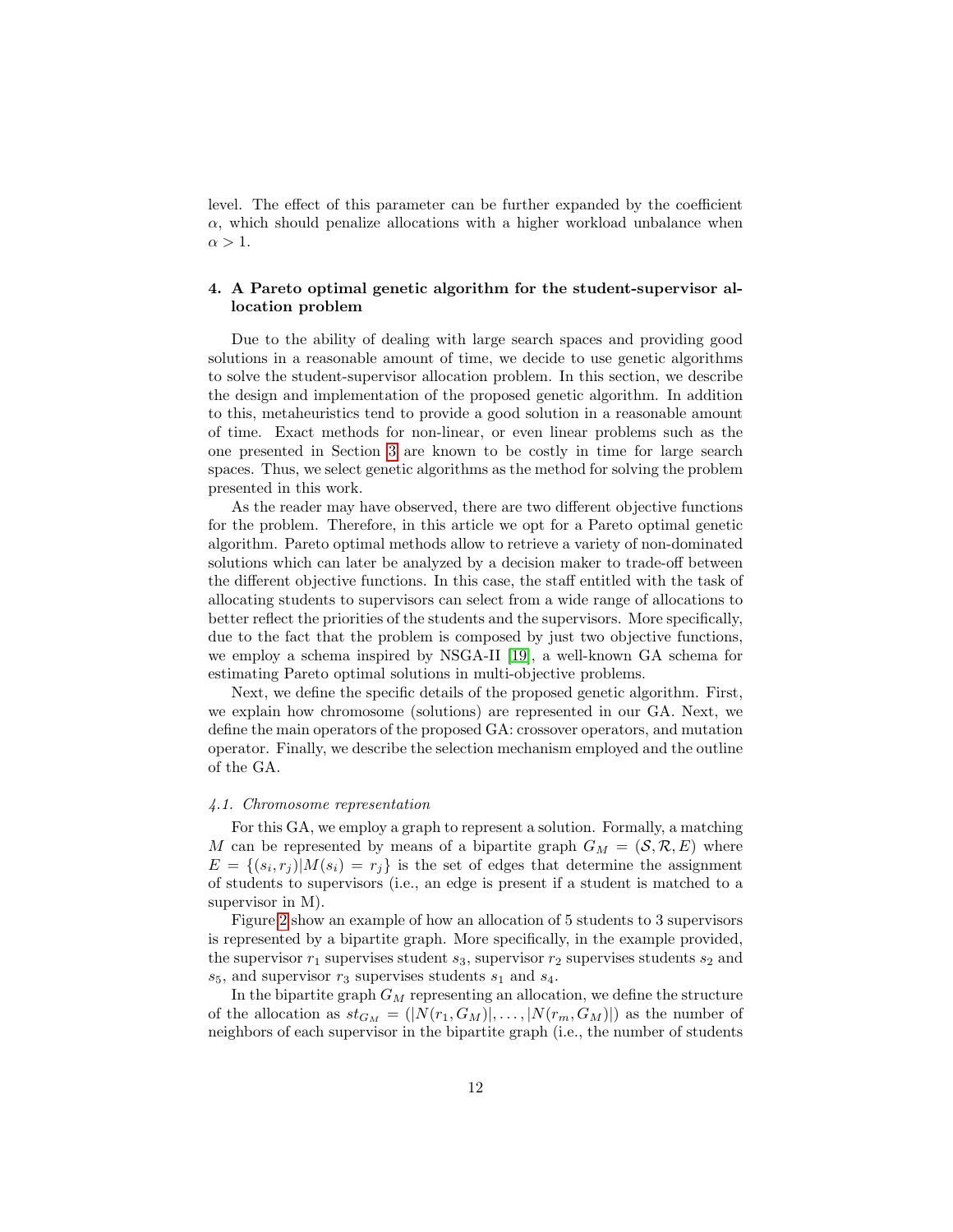level. The effect of this parameter can be further expanded by the coefficient $\alpha$, which should penalize allocations with a higher workload unbalance when $\alpha > 1$.

## 4. A Pareto optimal genetic algorithm for the student-supervisor allocation problem

Due to the ability of dealing with large search spaces and providing good solutions in a reasonable amount of time, we decide to use genetic algorithms to solve the student-supervisor allocation problem. In this section, we describe the design and implementation of the proposed genetic algorithm. In addition to this, metaheuristics tend to provide a good solution in a reasonable amount of time. Exact methods for non-linear, or even linear problems such as the one presented in Section 3 are known to be costly in time for large search spaces. Thus, we select genetic algorithms as the method for solving the problem presented in this work.

As the reader may have observed, there are two different objective functions for the problem. Therefore, in this article we opt for a Pareto optimal genetic algorithm. Pareto optimal methods allow to retrieve a variety of non-dominated solutions which can later be analyzed by a decision maker to trade-off between the different objective functions. In this case, the staff entitled with the task of allocating students to supervisors can select from a wide range of allocations to better reflect the priorities of the students and the supervisors. More specifically, due to the fact that the problem is composed by just two objective functions, we employ a schema inspired by NSGA-II [19], a well-known GA schema for estimating Pareto optimal solutions in multi-objective problems.

Next, we define the specific details of the proposed genetic algorithm. First, we explain how chromosome (solutions) are represented in our GA. Next, we define the main operators of the proposed GA: crossover operators, and mutation operator. Finally, we describe the selection mechanism employed and the outline of the GA.

### *4.1. Chromosome representation*

For this GA, we employ a graph to represent a solution. Formally, a matching $M$ can be represented by means of a bipartite graph $G_M = (\mathcal{S}, \mathcal{R}, E)$ where $E = \{(s_i, r_j) | M(s_i) = r_j\}$ is the set of edges that determine the assignment of students to supervisors (i.e., an edge is present if a student is matched to a supervisor in M).

Figure 2 show an example of how an allocation of 5 students to 3 supervisors is represented by a bipartite graph. More specifically, in the example provided, the supervisor $r_1$ supervises student $s_3$, supervisor $r_2$ supervises students $s_2$ and $s_5$, and supervisor $r_3$ supervises students $s_1$ and $s_4$.

In the bipartite graph $G_M$ representing an allocation, we define the structure of the allocation as $st_{G_M} = (|N(r_1, G_M)|, \ldots, |N(r_m, G_M)|)$ as the number of neighbors of each supervisor in the bipartite graph (i.e., the number of students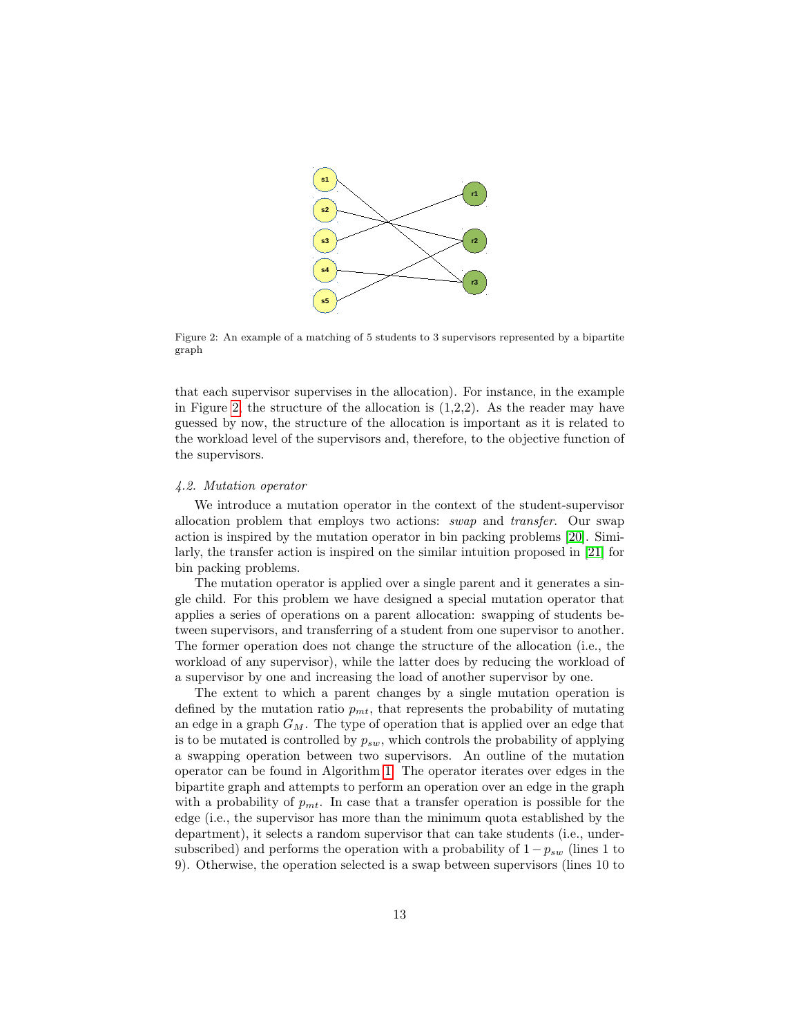Figure 2: An example of a matching of 5 students to 3 supervisors represented by a bipartite graph

that each supervisor supervises in the allocation). For instance, in the example in Figure 2, the structure of the allocation is (1,2,2). As the reader may have guessed by now, the structure of the allocation is important as it is related to the workload level of the supervisors and, therefore, to the objective function of the supervisors.

### 4.2. Mutation operator

We introduce a mutation operator in the context of the student-supervisor allocation problem that employs two actions: *swap* and *transfer*. Our swap action is inspired by the mutation operator in bin packing problems [20]. Similarly, the transfer action is inspired on the similar intuition proposed in [21] for bin packing problems.

The mutation operator is applied over a single parent and it generates a single child. For this problem we have designed a special mutation operator that applies a series of operations on a parent allocation: swapping of students between supervisors, and transferring of a student from one supervisor to another. The former operation does not change the structure of the allocation (i.e., the workload of any supervisor), while the latter does by reducing the workload of a supervisor by one and increasing the load of another supervisor by one.

The extent to which a parent changes by a single mutation operation is defined by the mutation ratio $p_{mt}$, that represents the probability of mutating an edge in a graph $G_M$. The type of operation that is applied over an edge that is to be mutated is controlled by $p_{sw}$, which controls the probability of applying a swapping operation between two supervisors. An outline of the mutation operator can be found in Algorithm 1. The operator iterates over edges in the bipartite graph and attempts to perform an operation over an edge in the graph with a probability of $p_{mt}$. In case that a transfer operation is possible for the edge (i.e., the supervisor has more than the minimum quota established by the department), it selects a random supervisor that can take students (i.e., undersubscribed) and performs the operation with a probability of $1 - p_{sw}$ (lines 1 to 9). Otherwise, the operation selected is a swap between supervisors (lines 10 to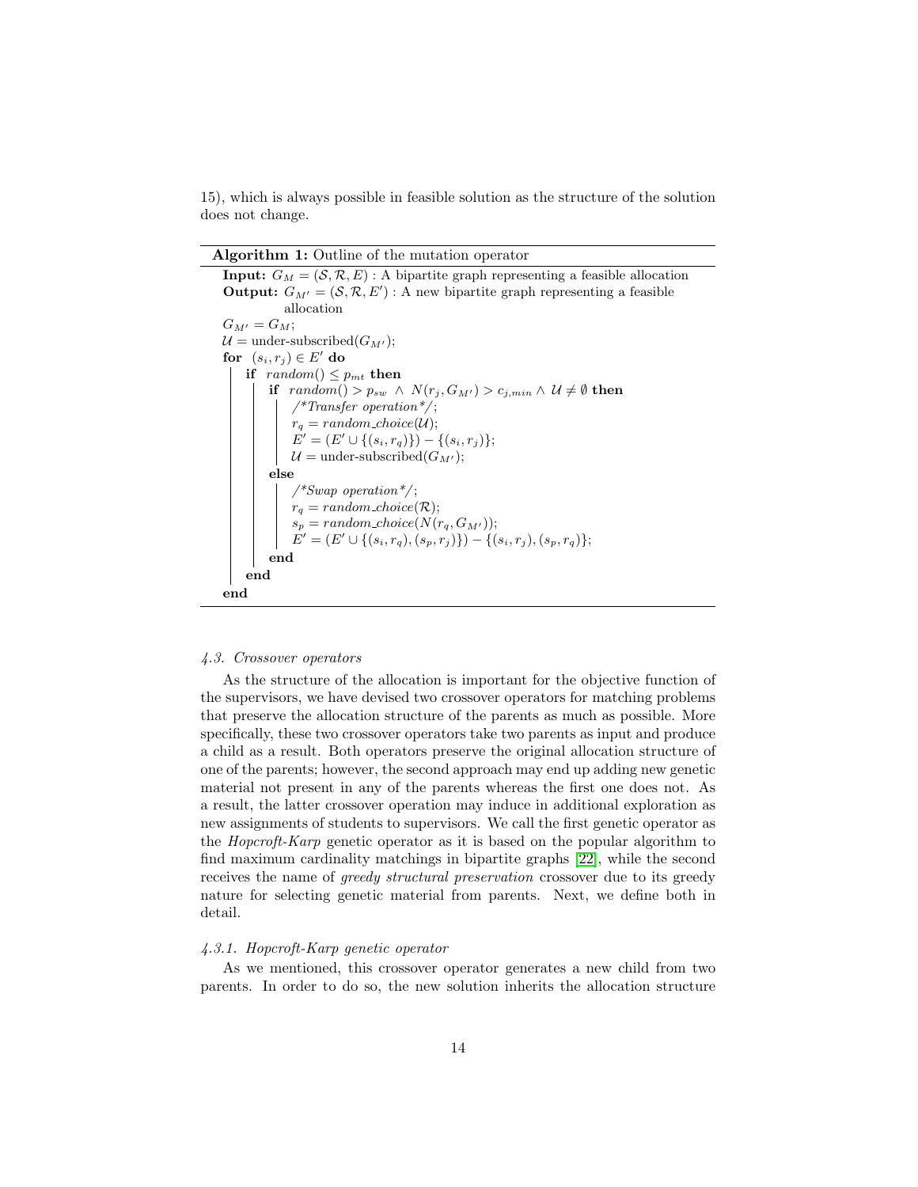15), which is always possible in feasible solution as the structure of the solution does not change.

**Algorithm 1:** Outline of the mutation operator

```
Input: G_M = (S, R, E) : A bipartite graph representing a feasible allocation
Output: G_M' = (S, R, E') : A new bipartite graph representing a feasible
        allocation
G_M' = G_M;
U = under-subscribed(G_M');
for (s_i, r_j) ∈ E' do
    if random() ≤ p_mt then
        if random() > p_sw ∧ N(r_j, G_M') > c_{j,min} ∧ U ≠ ∅ then
            /*Transfer operation*/;
            r_q = random_choice(U);
            E' = (E' ∪ {(s_i, r_q)}) − {(s_i, r_j)};
            U = under-subscribed(G_M');
        else
            /*Swap operation*/;
            r_q = random_choice(R);
            s_p = random_choice(N(r_q, G_M'));
            E' = (E' ∪ {(s_i, r_q), (s_p, r_j)}) − {(s_i, r_j), (s_p, r_q)};
        end
    end
end
```

### 4.3. Crossover operators

As the structure of the allocation is important for the objective function of the supervisors, we have devised two crossover operators for matching problems that preserve the allocation structure of the parents as much as possible. More specifically, these two crossover operators take two parents as input and produce a child as a result. Both operators preserve the original allocation structure of one of the parents; however, the second approach may end up adding new genetic material not present in any of the parents whereas the first one does not. As a result, the latter crossover operation may induce in additional exploration as new assignments of students to supervisors. We call the first genetic operator as the *Hopcroft-Karp* genetic operator as it is based on the popular algorithm to find maximum cardinality matchings in bipartite graphs [22], while the second receives the name of *greedy structural preservation* crossover due to its greedy nature for selecting genetic material from parents. Next, we define both in detail.

#### 4.3.1. Hopcroft-Karp genetic operator

As we mentioned, this crossover operator generates a new child from two parents. In order to do so, the new solution inherits the allocation structure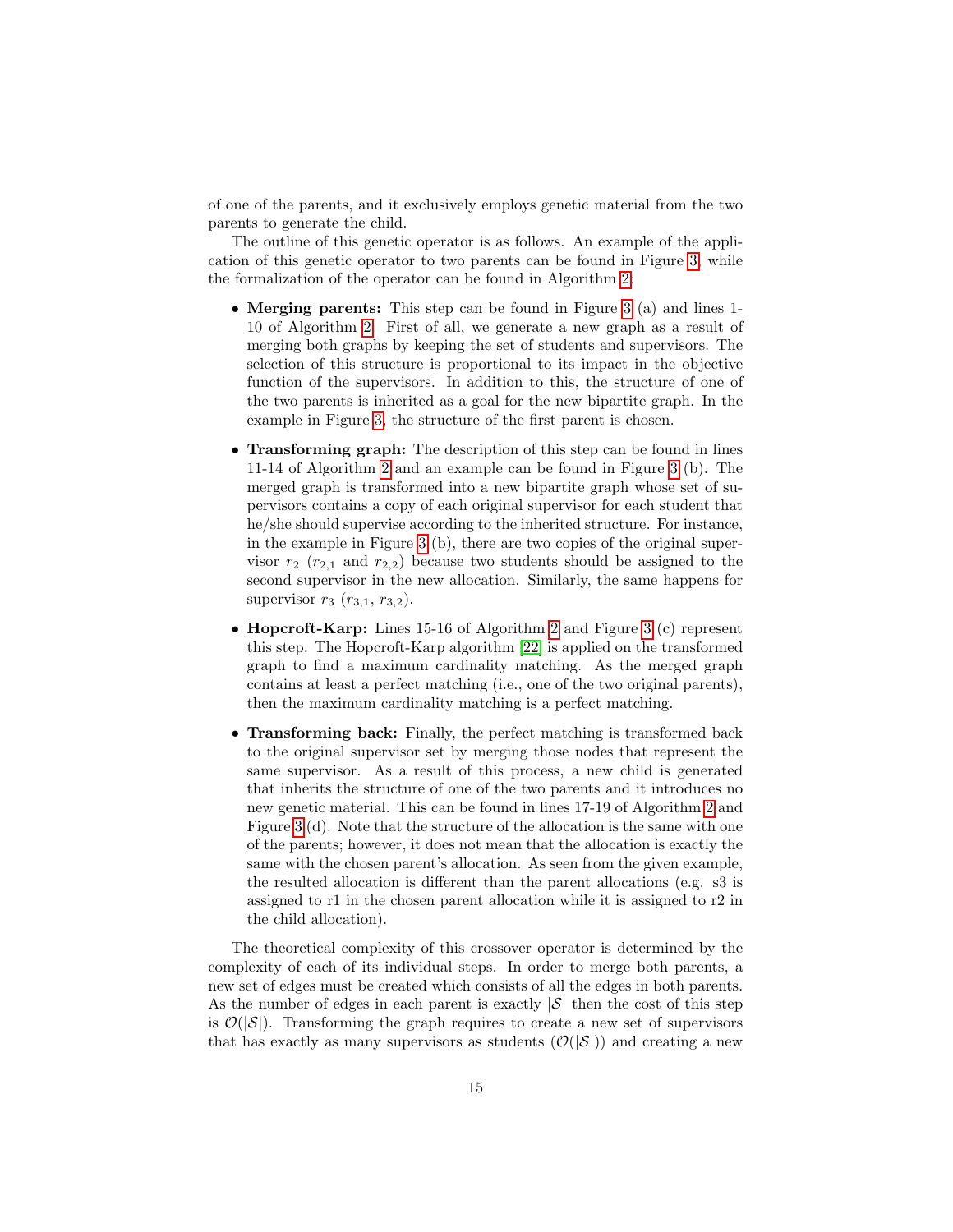of one of the parents, and it exclusively employs genetic material from the two parents to generate the child.

The outline of this genetic operator is as follows. An example of the application of this genetic operator to two parents can be found in Figure 3, while the formalization of the operator can be found in Algorithm 2.

- **Merging parents:** This step can be found in Figure 3 (a) and lines 1-10 of Algorithm 2. First of all, we generate a new graph as a result of merging both graphs by keeping the set of students and supervisors. The selection of this structure is proportional to its impact in the objective function of the supervisors. In addition to this, the structure of one of the two parents is inherited as a goal for the new bipartite graph. In the example in Figure 3, the structure of the first parent is chosen.
- **Transforming graph:** The description of this step can be found in lines 11-14 of Algorithm 2 and an example can be found in Figure 3 (b). The merged graph is transformed into a new bipartite graph whose set of supervisors contains a copy of each original supervisor for each student that he/she should supervise according to the inherited structure. For instance, in the example in Figure 3 (b), there are two copies of the original supervisor $r_2$ ($r_{2,1}$ and $r_{2,2}$) because two students should be assigned to the second supervisor in the new allocation. Similarly, the same happens for supervisor $r_3$ ($r_{3,1}$, $r_{3,2}$).
- **Hopcroft-Karp:** Lines 15-16 of Algorithm 2 and Figure 3 (c) represent this step. The Hopcroft-Karp algorithm [22] is applied on the transformed graph to find a maximum cardinality matching. As the merged graph contains at least a perfect matching (i.e., one of the two original parents), then the maximum cardinality matching is a perfect matching.
- **Transforming back:** Finally, the perfect matching is transformed back to the original supervisor set by merging those nodes that represent the same supervisor. As a result of this process, a new child is generated that inherits the structure of one of the two parents and it introduces no new genetic material. This can be found in lines 17-19 of Algorithm 2 and Figure 3 (d). Note that the structure of the allocation is the same with one of the parents; however, it does not mean that the allocation is exactly the same with the chosen parent's allocation. As seen from the given example, the resulted allocation is different than the parent allocations (e.g. s3 is assigned to r1 in the chosen parent allocation while it is assigned to r2 in the child allocation).

The theoretical complexity of this crossover operator is determined by the complexity of each of its individual steps. In order to merge both parents, a new set of edges must be created which consists of all the edges in both parents. As the number of edges in each parent is exactly $|\mathcal{S}|$ then the cost of this step is $\mathcal{O}(|\mathcal{S}|)$. Transforming the graph requires to create a new set of supervisors that has exactly as many supervisors as students ($\mathcal{O}(|\mathcal{S}|)$) and creating a new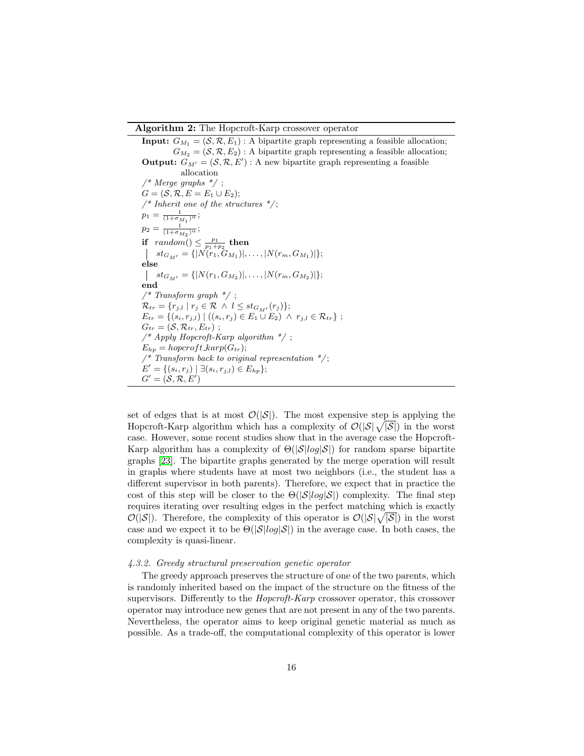**Algorithm 2:** The Hopcroft-Karp crossover operator

```
Input: G_{M_1} = (S, R, E_1) : A bipartite graph representing a feasible allocation;
       G_{M_2} = (S, R, E_2) : A bipartite graph representing a feasible allocation;
Output: G_{M'} = (S, R, E') : A new bipartite graph representing a feasible
        allocation
/* Merge graphs */ ;
G = (S, R, E = E_1 ∪ E_2);
/* Inherit one of the structures */;
p_1 = 1 / (1+σ_{M_1})^α;
p_2 = 1 / (1+σ_{M_2})^α;
if random() ≤ p_1/(p_1+p_2) then
 | st_{G_{M'}} = {|N(r_1, G_{M_1})|, ..., |N(r_m, G_{M_1})|};
else
 | st_{G_{M'}} = {|N(r_1, G_{M_2})|, ..., |N(r_m, G_{M_2})|};
end
/* Transform graph */ ;
R_tr = {r_{j,l} | r_j ∈ R ∧ l ≤ st_{G_{M'}}(r_j)};
E_tr = {(s_i, r_{j,l}) | ((s_i, r_j) ∈ E_1 ∪ E_2) ∧ r_{j,l} ∈ R_tr} ;
G_tr = (S, R_tr, E_tr) ;
/* Apply Hopcroft-Karp algorithm */ ;
E_hp = hopcroft_karp(G_tr);
/* Transform back to original representation */;
E' = {(s_i, r_j) | ∃(s_i, r_{j,l}) ∈ E_hp};
G' = (S, R, E')
```

set of edges that is at most $\mathcal{O}(|\mathcal{S}|)$. The most expensive step is applying the Hopcroft-Karp algorithm which has a complexity of $\mathcal{O}(|\mathcal{S}|\sqrt{|\mathcal{S}|})$ in the worst case. However, some recent studies show that in the average case the Hopcroft-Karp algorithm has a complexity of $\Theta(|\mathcal{S}|log|\mathcal{S}|)$ for random sparse bipartite graphs [23]. The bipartite graphs generated by the merge operation will result in graphs where students have at most two neighbors (i.e., the student has a different supervisor in both parents). Therefore, we expect that in practice the cost of this step will be closer to the $\Theta(|\mathcal{S}|log|\mathcal{S}|)$ complexity. The final step requires iterating over resulting edges in the perfect matching which is exactly $\mathcal{O}(|\mathcal{S}|)$. Therefore, the complexity of this operator is $\mathcal{O}(|\mathcal{S}|\sqrt{|\mathcal{S}|})$ in the worst case and we expect it to be $\Theta(|\mathcal{S}|log|\mathcal{S}|)$ in the average case. In both cases, the complexity is quasi-linear.

#### *4.3.2. Greedy structural preservation genetic operator*

The greedy approach preserves the structure of one of the two parents, which is randomly inherited based on the impact of the structure on the fitness of the supervisors. Differently to the *Hopcroft-Karp* crossover operator, this crossover operator may introduce new genes that are not present in any of the two parents. Nevertheless, the operator aims to keep original genetic material as much as possible. As a trade-off, the computational complexity of this operator is lower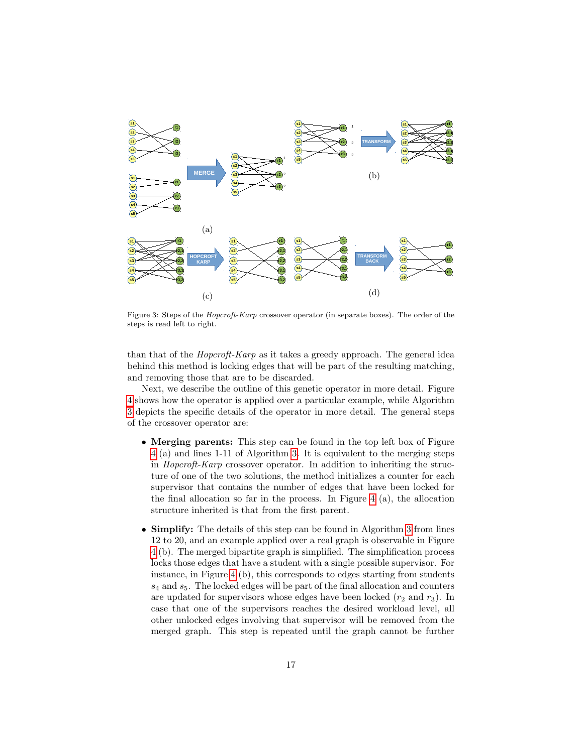Figure 3: Steps of the *Hopcroft-Karp* crossover operator (in separate boxes). The order of the steps is read left to right.

than that of the *Hopcroft-Karp* as it takes a greedy approach. The general idea behind this method is locking edges that will be part of the resulting matching, and removing those that are to be discarded.

Next, we describe the outline of this genetic operator in more detail. Figure 4 shows how the operator is applied over a particular example, while Algorithm 3 depicts the specific details of the operator in more detail. The general steps of the crossover operator are:

- **Merging parents:** This step can be found in the top left box of Figure 4 (a) and lines 1-11 of Algorithm 3. It is equivalent to the merging steps in *Hopcroft-Karp* crossover operator. In addition to inheriting the structure of one of the two solutions, the method initializes a counter for each supervisor that contains the number of edges that have been locked for the final allocation so far in the process. In Figure 4 (a), the allocation structure inherited is that from the first parent.

- **Simplify:** The details of this step can be found in Algorithm 3 from lines 12 to 20, and an example applied over a real graph is observable in Figure 4 (b). The merged bipartite graph is simplified. The simplification process locks those edges that have a student with a single possible supervisor. For instance, in Figure 4 (b), this corresponds to edges starting from students $s_4$ and $s_5$. The locked edges will be part of the final allocation and counters are updated for supervisors whose edges have been locked ($r_2$ and $r_3$). In case that one of the supervisors reaches the desired workload level, all other unlocked edges involving that supervisor will be removed from the merged graph. This step is repeated until the graph cannot be further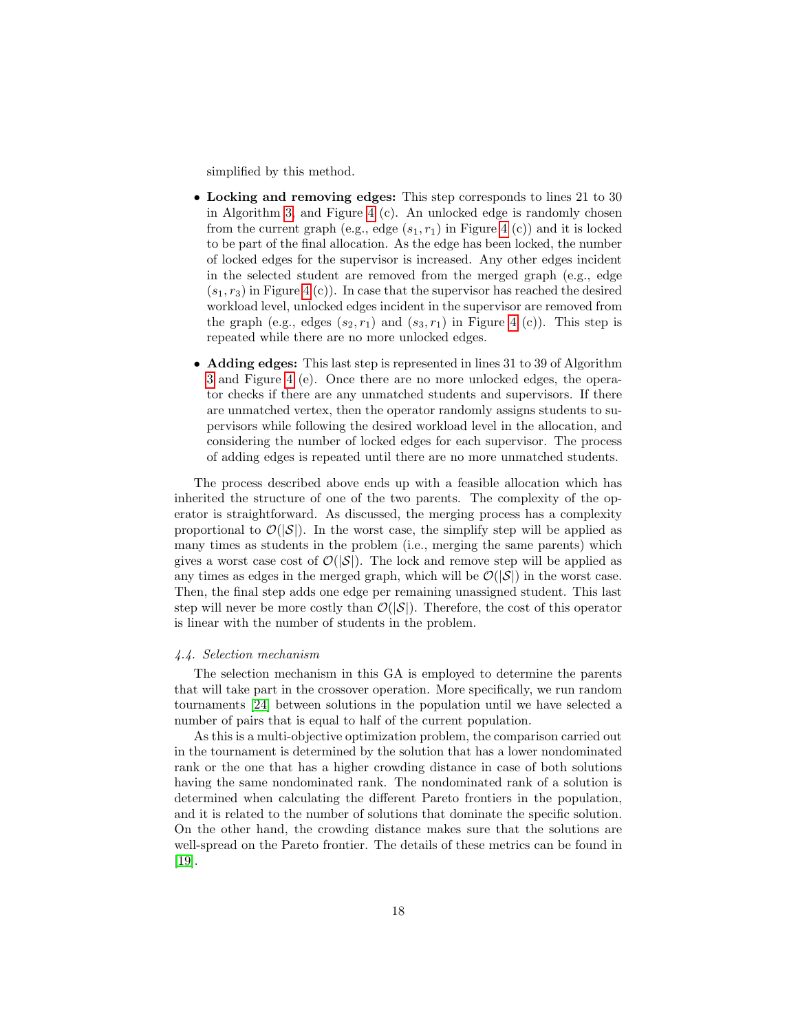simplified by this method.

- **Locking and removing edges:** This step corresponds to lines 21 to 30 in Algorithm 3, and Figure 4 (c). An unlocked edge is randomly chosen from the current graph (e.g., edge $(s_1, r_1)$ in Figure 4 (c)) and it is locked to be part of the final allocation. As the edge has been locked, the number of locked edges for the supervisor is increased. Any other edges incident in the selected student are removed from the merged graph (e.g., edge $(s_1, r_3)$ in Figure 4 (c)). In case that the supervisor has reached the desired workload level, unlocked edges incident in the supervisor are removed from the graph (e.g., edges $(s_2, r_1)$ and $(s_3, r_1)$ in Figure 4 (c)). This step is repeated while there are no more unlocked edges.
- **Adding edges:** This last step is represented in lines 31 to 39 of Algorithm 3 and Figure 4 (e). Once there are no more unlocked edges, the operator checks if there are any unmatched students and supervisors. If there are unmatched vertex, then the operator randomly assigns students to supervisors while following the desired workload level in the allocation, and considering the number of locked edges for each supervisor. The process of adding edges is repeated until there are no more unmatched students.

The process described above ends up with a feasible allocation which has inherited the structure of one of the two parents. The complexity of the operator is straightforward. As discussed, the merging process has a complexity proportional to $\mathcal{O}(|\mathcal{S}|)$. In the worst case, the simplify step will be applied as many times as students in the problem (i.e., merging the same parents) which gives a worst case cost of $\mathcal{O}(|\mathcal{S}|)$. The lock and remove step will be applied as any times as edges in the merged graph, which will be $\mathcal{O}(|\mathcal{S}|)$ in the worst case. Then, the final step adds one edge per remaining unassigned student. This last step will never be more costly than $\mathcal{O}(|\mathcal{S}|)$. Therefore, the cost of this operator is linear with the number of students in the problem.

#### *4.4. Selection mechanism*

The selection mechanism in this GA is employed to determine the parents that will take part in the crossover operation. More specifically, we run random tournaments [24] between solutions in the population until we have selected a number of pairs that is equal to half of the current population.

As this is a multi-objective optimization problem, the comparison carried out in the tournament is determined by the solution that has a lower nondominated rank or the one that has a higher crowding distance in case of both solutions having the same nondominated rank. The nondominated rank of a solution is determined when calculating the different Pareto frontiers in the population, and it is related to the number of solutions that dominate the specific solution. On the other hand, the crowding distance makes sure that the solutions are well-spread on the Pareto frontier. The details of these metrics can be found in [19].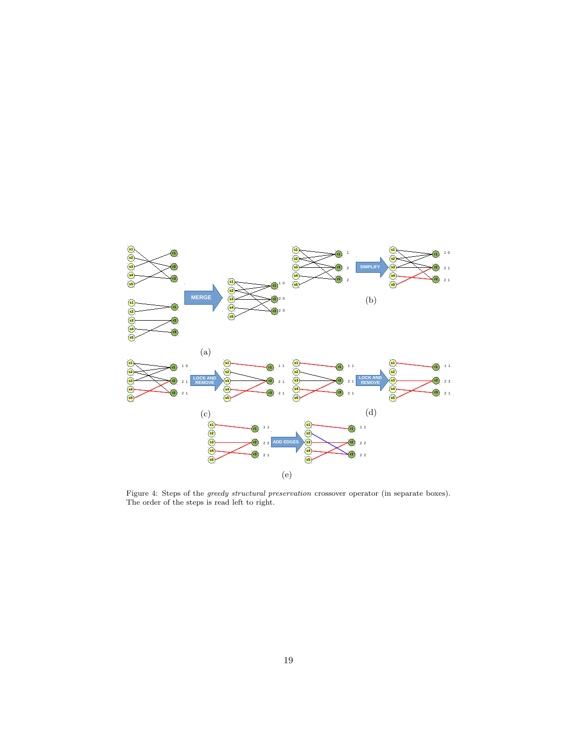Figure 4: Steps of the *greedy structural preservation* crossover operator (in separate boxes). The order of the steps is read left to right.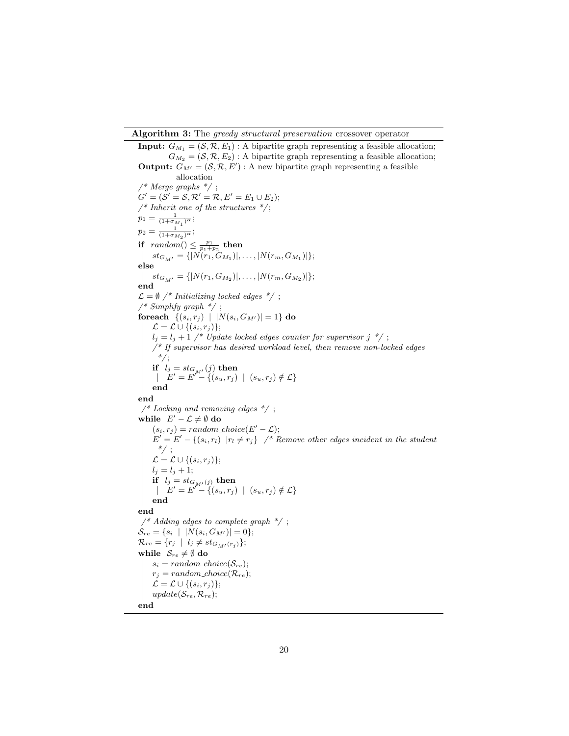**Algorithm 3:** The *greedy structural preservation* crossover operator

```
Input: G_{M_1} = (S, R, E_1) : A bipartite graph representing a feasible allocation;
       G_{M_2} = (S, R, E_2) : A bipartite graph representing a feasible allocation;
Output: G_{M'} = (S, R, E') : A new bipartite graph representing a feasible
        allocation
/* Merge graphs */ ;
G' = (S' = S, R' = R, E' = E_1 ∪ E_2);
/* Inherit one of the structures */;
p_1 = 1 / (1+σ_{M_1})^α;
p_2 = 1 / (1+σ_{M_2})^α;
if random() ≤ p_1/(p_1+p_2) then
    st_{G_{M'}} = {|N(r_1, G_{M_1})|, ..., |N(r_m, G_{M_1})|};
else
    st_{G_{M'}} = {|N(r_1, G_{M_2})|, ..., |N(r_m, G_{M_2})|};
end
L = ∅ /* Initializing locked edges */ ;
/* Simplify graph */ ;
foreach {(s_i, r_j) | |N(s_i, G_{M'})| = 1} do
    L = L ∪ {(s_i, r_j)};
    l_j = l_j + 1 /* Update locked edges counter for supervisor j */ ;
    /* If supervisor has desired workload level, then remove non-locked edges
       */;
    if l_j = st_{G_{M'}}(j) then
        E' = E' − {(s_u, r_j) | (s_u, r_j) ∉ L}
    end
end
/* Locking and removing edges */ ;
while E' − L ≠ ∅ do
    (s_i, r_j) = random_choice(E' − L);
    E' = E' − {(s_i, r_l) | r_l ≠ r_j} /* Remove other edges incident in the student
       */ ;
    L = L ∪ {(s_i, r_j)};
    l_j = l_j + 1;
    if l_j = st_{G_{M'}(j)} then
        E' = E' − {(s_u, r_j) | (s_u, r_j) ∉ L}
    end
end
/* Adding edges to complete graph */ ;
S_re = {s_i | |N(s_i, G_{M'})| = 0};
R_re = {r_j | l_j ≠ st_{G_{M'}(r_j)}};
while S_re ≠ ∅ do
    s_i = random_choice(S_re);
    r_j = random_choice(R_re);
    L = L ∪ {(s_i, r_j)};
    update(S_re, R_re);
end
```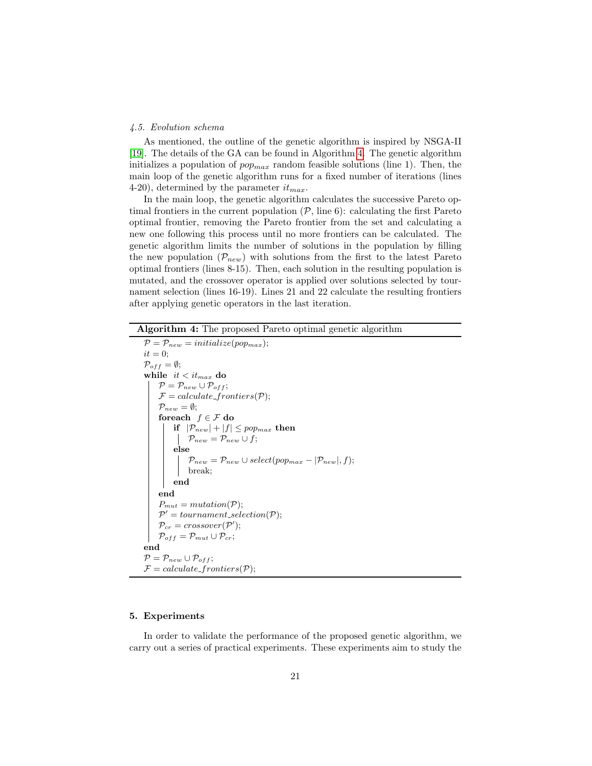### 4.5. Evolution schema

As mentioned, the outline of the genetic algorithm is inspired by NSGA-II [19]. The details of the GA can be found in Algorithm 4. The genetic algorithm initializes a population of $pop_{max}$ random feasible solutions (line 1). Then, the main loop of the genetic algorithm runs for a fixed number of iterations (lines 4-20), determined by the parameter $it_{max}$.

In the main loop, the genetic algorithm calculates the successive Pareto optimal frontiers in the current population ($\mathcal{P}$, line 6): calculating the first Pareto optimal frontier, removing the Pareto frontier from the set and calculating a new one following this process until no more frontiers can be calculated. The genetic algorithm limits the number of solutions in the population by filling the new population ($\mathcal{P}_{new}$) with solutions from the first to the latest Pareto optimal frontiers (lines 8-15). Then, each solution in the resulting population is mutated, and the crossover operator is applied over solutions selected by tournament selection (lines 16-19). Lines 21 and 22 calculate the resulting frontiers after applying genetic operators in the last iteration.

**Algorithm 4:** The proposed Pareto optimal genetic algorithm

```
P = P_new = initialize(pop_max);
it = 0;
P_off = ∅;
while it < it_max do
    P = P_new ∪ P_off;
    F = calculate_frontiers(P);
    P_new = ∅;
    foreach f ∈ F do
        if |P_new| + |f| ≤ pop_max then
            P_new = P_new ∪ f;
        else
            P_new = P_new ∪ select(pop_max − |P_new|, f);
            break;
        end
    end
    P_mut = mutation(P);
    P' = tournament_selection(P);
    P_cr = crossover(P');
    P_off = P_mut ∪ P_cr;
end
P = P_new ∪ P_off;
F = calculate_frontiers(P);
```

## 5. Experiments

In order to validate the performance of the proposed genetic algorithm, we carry out a series of practical experiments. These experiments aim to study the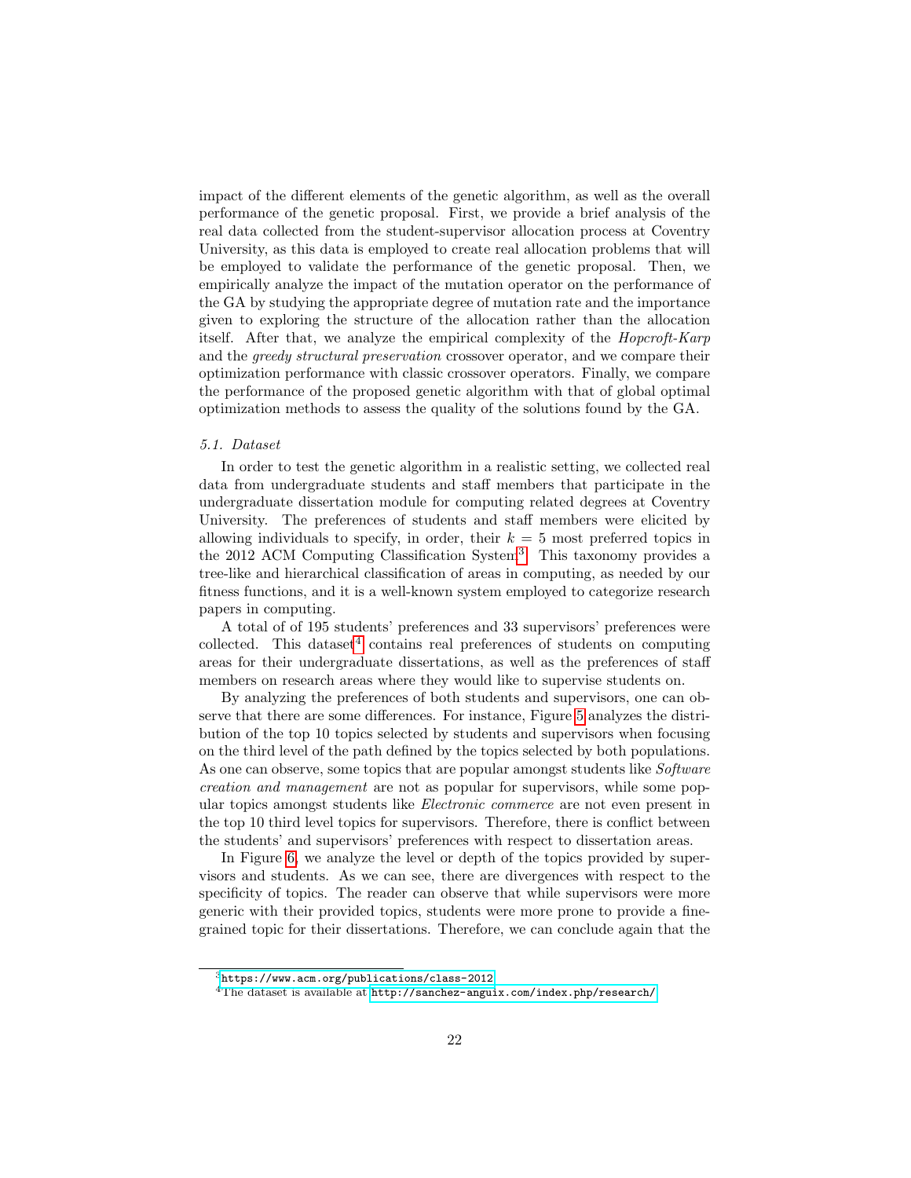impact of the different elements of the genetic algorithm, as well as the overall performance of the genetic proposal. First, we provide a brief analysis of the real data collected from the student-supervisor allocation process at Coventry University, as this data is employed to create real allocation problems that will be employed to validate the performance of the genetic proposal. Then, we empirically analyze the impact of the mutation operator on the performance of the GA by studying the appropriate degree of mutation rate and the importance given to exploring the structure of the allocation rather than the allocation itself. After that, we analyze the empirical complexity of the *Hopcroft-Karp* and the *greedy structural preservation* crossover operator, and we compare their optimization performance with classic crossover operators. Finally, we compare the performance of the proposed genetic algorithm with that of global optimal optimization methods to assess the quality of the solutions found by the GA.

### *5.1. Dataset*

In order to test the genetic algorithm in a realistic setting, we collected real data from undergraduate students and staff members that participate in the undergraduate dissertation module for computing related degrees at Coventry University. The preferences of students and staff members were elicited by allowing individuals to specify, in order, their $k = 5$ most preferred topics in the 2012 ACM Computing Classification System[3]. This taxonomy provides a tree-like and hierarchical classification of areas in computing, as needed by our fitness functions, and it is a well-known system employed to categorize research papers in computing.

A total of of 195 students' preferences and 33 supervisors' preferences were collected. This dataset[4] contains real preferences of students on computing areas for their undergraduate dissertations, as well as the preferences of staff members on research areas where they would like to supervise students on.

By analyzing the preferences of both students and supervisors, one can observe that there are some differences. For instance, Figure 5 analyzes the distribution of the top 10 topics selected by students and supervisors when focusing on the third level of the path defined by the topics selected by both populations. As one can observe, some topics that are popular amongst students like *Software creation and management* are not as popular for supervisors, while some popular topics amongst students like *Electronic commerce* are not even present in the top 10 third level topics for supervisors. Therefore, there is conflict between the students' and supervisors' preferences with respect to dissertation areas.

In Figure 6, we analyze the level or depth of the topics provided by supervisors and students. As we can see, there are divergences with respect to the specificity of topics. The reader can observe that while supervisors were more generic with their provided topics, students were more prone to provide a fine-grained topic for their dissertations. Therefore, we can conclude again that the

[3] https://www.acm.org/publications/class-2012

[4] The dataset is available at http://sanchez-anguix.com/index.php/research/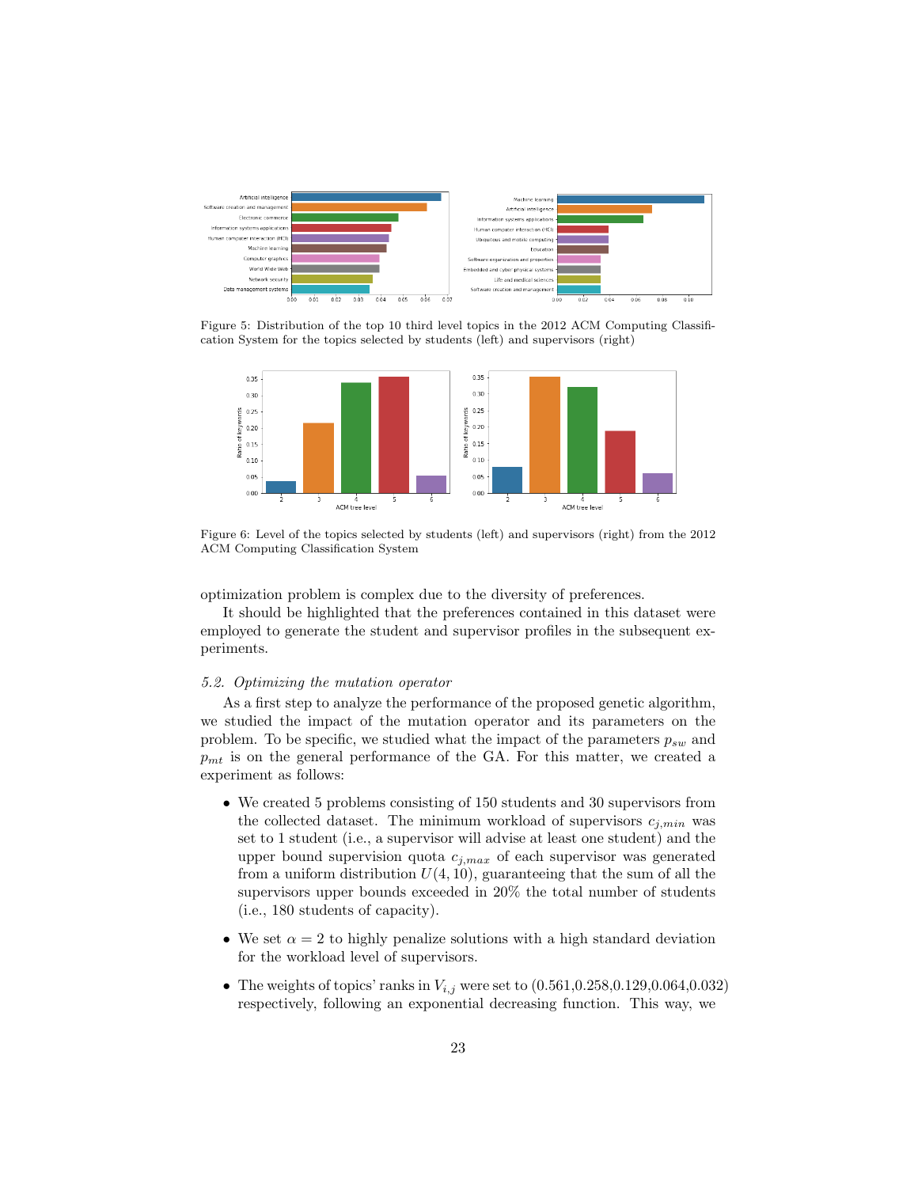Figure 5: Distribution of the top 10 third level topics in the 2012 ACM Computing Classification System for the topics selected by students (left) and supervisors (right)

Figure 6: Level of the topics selected by students (left) and supervisors (right) from the 2012 ACM Computing Classification System

optimization problem is complex due to the diversity of preferences.

It should be highlighted that the preferences contained in this dataset were employed to generate the student and supervisor profiles in the subsequent experiments.

### *5.2. Optimizing the mutation operator*

As a first step to analyze the performance of the proposed genetic algorithm, we studied the impact of the mutation operator and its parameters on the problem. To be specific, we studied what the impact of the parameters $p_{sw}$ and $p_{mt}$ is on the general performance of the GA. For this matter, we created a experiment as follows:

- We created 5 problems consisting of 150 students and 30 supervisors from the collected dataset. The minimum workload of supervisors $c_{j,min}$ was set to 1 student (i.e., a supervisor will advise at least one student) and the upper bound supervision quota $c_{j,max}$ of each supervisor was generated from a uniform distribution $U(4, 10)$, guaranteeing that the sum of all the supervisors upper bounds exceeded in 20% the total number of students (i.e., 180 students of capacity).
- We set $\alpha = 2$ to highly penalize solutions with a high standard deviation for the workload level of supervisors.
- The weights of topics' ranks in $V_{i,j}$ were set to (0.561,0.258,0.129,0.064,0.032) respectively, following an exponential decreasing function. This way, we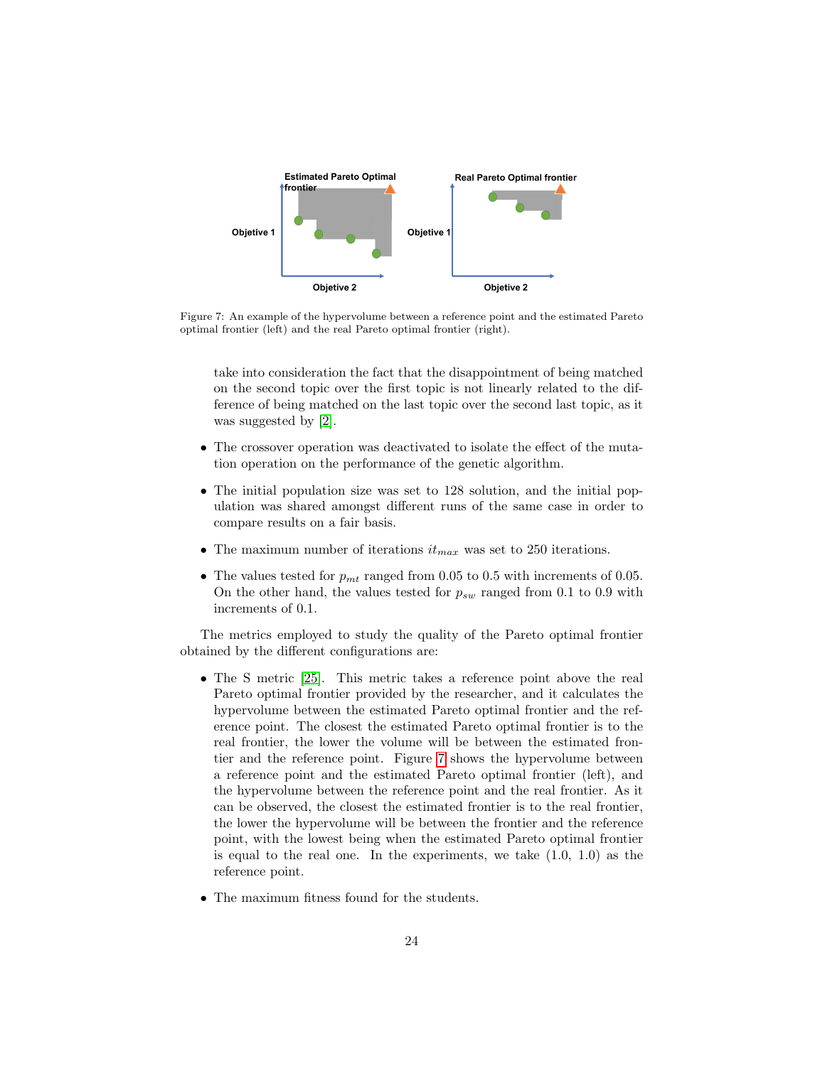Figure 7: An example of the hypervolume between a reference point and the estimated Pareto optimal frontier (left) and the real Pareto optimal frontier (right).

take into consideration the fact that the disappointment of being matched on the second topic over the first topic is not linearly related to the difference of being matched on the last topic over the second last topic, as it was suggested by [2].

- The crossover operation was deactivated to isolate the effect of the mutation operation on the performance of the genetic algorithm.
- The initial population size was set to 128 solution, and the initial population was shared amongst different runs of the same case in order to compare results on a fair basis.
- The maximum number of iterations $it_{max}$ was set to 250 iterations.
- The values tested for $p_{mt}$ ranged from 0.05 to 0.5 with increments of 0.05. On the other hand, the values tested for $p_{sw}$ ranged from 0.1 to 0.9 with increments of 0.1.

The metrics employed to study the quality of the Pareto optimal frontier obtained by the different configurations are:

- The S metric [25]. This metric takes a reference point above the real Pareto optimal frontier provided by the researcher, and it calculates the hypervolume between the estimated Pareto optimal frontier and the reference point. The closest the estimated Pareto optimal frontier is to the real frontier, the lower the volume will be between the estimated frontier and the reference point. Figure 7 shows the hypervolume between a reference point and the estimated Pareto optimal frontier (left), and the hypervolume between the reference point and the real frontier. As it can be observed, the closest the estimated frontier is to the real frontier, the lower the hypervolume will be between the frontier and the reference point, with the lowest being when the estimated Pareto optimal frontier is equal to the real one. In the experiments, we take (1.0, 1.0) as the reference point.
- The maximum fitness found for the students.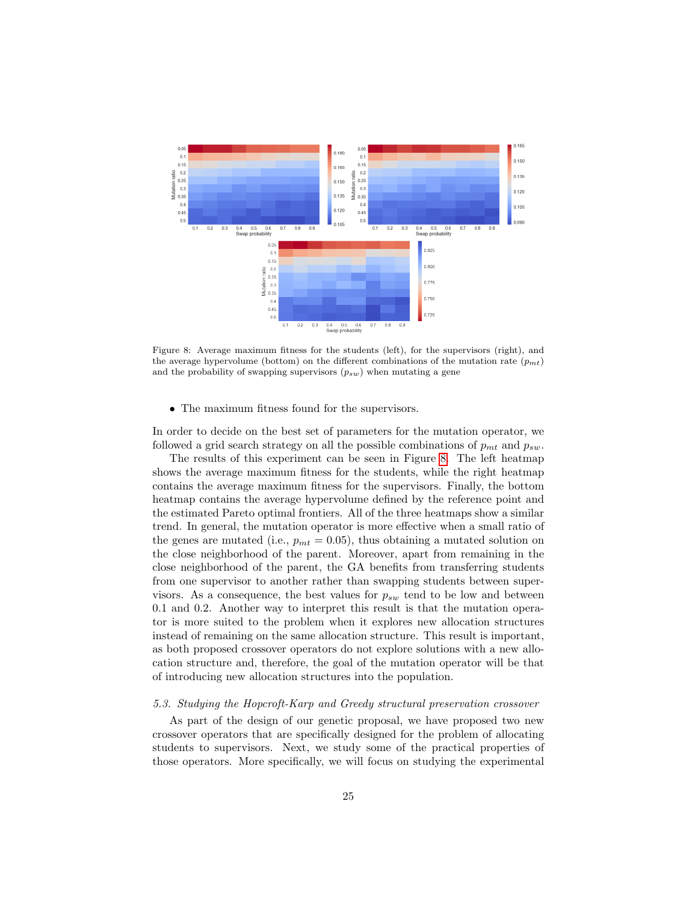Figure 8: Average maximum fitness for the students (left), for the supervisors (right), and the average hypervolume (bottom) on the different combinations of the mutation rate ($p_{mt}$) and the probability of swapping supervisors ($p_{sw}$) when mutating a gene

- The maximum fitness found for the supervisors.

In order to decide on the best set of parameters for the mutation operator, we followed a grid search strategy on all the possible combinations of $p_{mt}$ and $p_{sw}$.

The results of this experiment can be seen in Figure 8. The left heatmap shows the average maximum fitness for the students, while the right heatmap contains the average maximum fitness for the supervisors. Finally, the bottom heatmap contains the average hypervolume defined by the reference point and the estimated Pareto optimal frontiers. All of the three heatmaps show a similar trend. In general, the mutation operator is more effective when a small ratio of the genes are mutated (i.e., $p_{mt} = 0.05$), thus obtaining a mutated solution on the close neighborhood of the parent. Moreover, apart from remaining in the close neighborhood of the parent, the GA benefits from transferring students from one supervisor to another rather than swapping students between supervisors. As a consequence, the best values for $p_{sw}$ tend to be low and between 0.1 and 0.2. Another way to interpret this result is that the mutation operator is more suited to the problem when it explores new allocation structures instead of remaining on the same allocation structure. This result is important, as both proposed crossover operators do not explore solutions with a new allocation structure and, therefore, the goal of the mutation operator will be that of introducing new allocation structures into the population.

### 5.3. Studying the Hopcroft-Karp and Greedy structural preservation crossover

As part of the design of our genetic proposal, we have proposed two new crossover operators that are specifically designed for the problem of allocating students to supervisors. Next, we study some of the practical properties of those operators. More specifically, we will focus on studying the experimental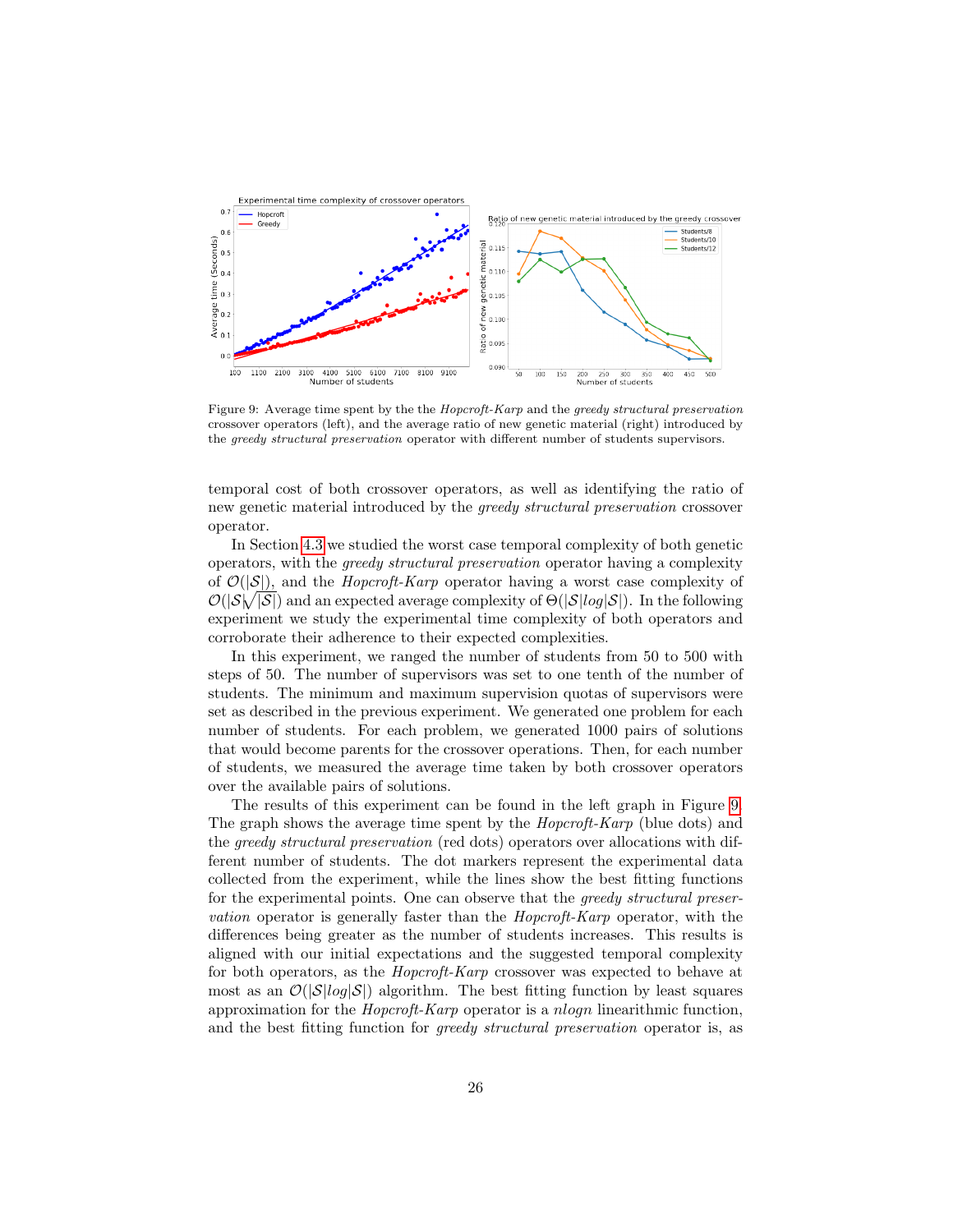Figure 9: Average time spent by the the *Hopcroft-Karp* and the *greedy structural preservation* crossover operators (left), and the average ratio of new genetic material (right) introduced by the *greedy structural preservation* operator with different number of students supervisors.

temporal cost of both crossover operators, as well as identifying the ratio of new genetic material introduced by the *greedy structural preservation* crossover operator.

In Section 4.3 we studied the worst case temporal complexity of both genetic operators, with the *greedy structural preservation* operator having a complexity of $\mathcal{O}(|\mathcal{S}|)$, and the *Hopcroft-Karp* operator having a worst case complexity of $\mathcal{O}(|\mathcal{S}|\sqrt{|\mathcal{S}|})$ and an expected average complexity of $\Theta(|\mathcal{S}|log|\mathcal{S}|)$. In the following experiment we study the experimental time complexity of both operators and corroborate their adherence to their expected complexities.

In this experiment, we ranged the number of students from 50 to 500 with steps of 50. The number of supervisors was set to one tenth of the number of students. The minimum and maximum supervision quotas of supervisors were set as described in the previous experiment. We generated one problem for each number of students. For each problem, we generated 1000 pairs of solutions that would become parents for the crossover operations. Then, for each number of students, we measured the average time taken by both crossover operators over the available pairs of solutions.

The results of this experiment can be found in the left graph in Figure 9. The graph shows the average time spent by the *Hopcroft-Karp* (blue dots) and the *greedy structural preservation* (red dots) operators over allocations with different number of students. The dot markers represent the experimental data collected from the experiment, while the lines show the best fitting functions for the experimental points. One can observe that the *greedy structural preservation* operator is generally faster than the *Hopcroft-Karp* operator, with the differences being greater as the number of students increases. This results is aligned with our initial expectations and the suggested temporal complexity for both operators, as the *Hopcroft-Karp* crossover was expected to behave at most as an $\mathcal{O}(|\mathcal{S}|log|\mathcal{S}|)$ algorithm. The best fitting function by least squares approximation for the *Hopcroft-Karp* operator is a *nlogn* linearithmic function, and the best fitting function for *greedy structural preservation* operator is, as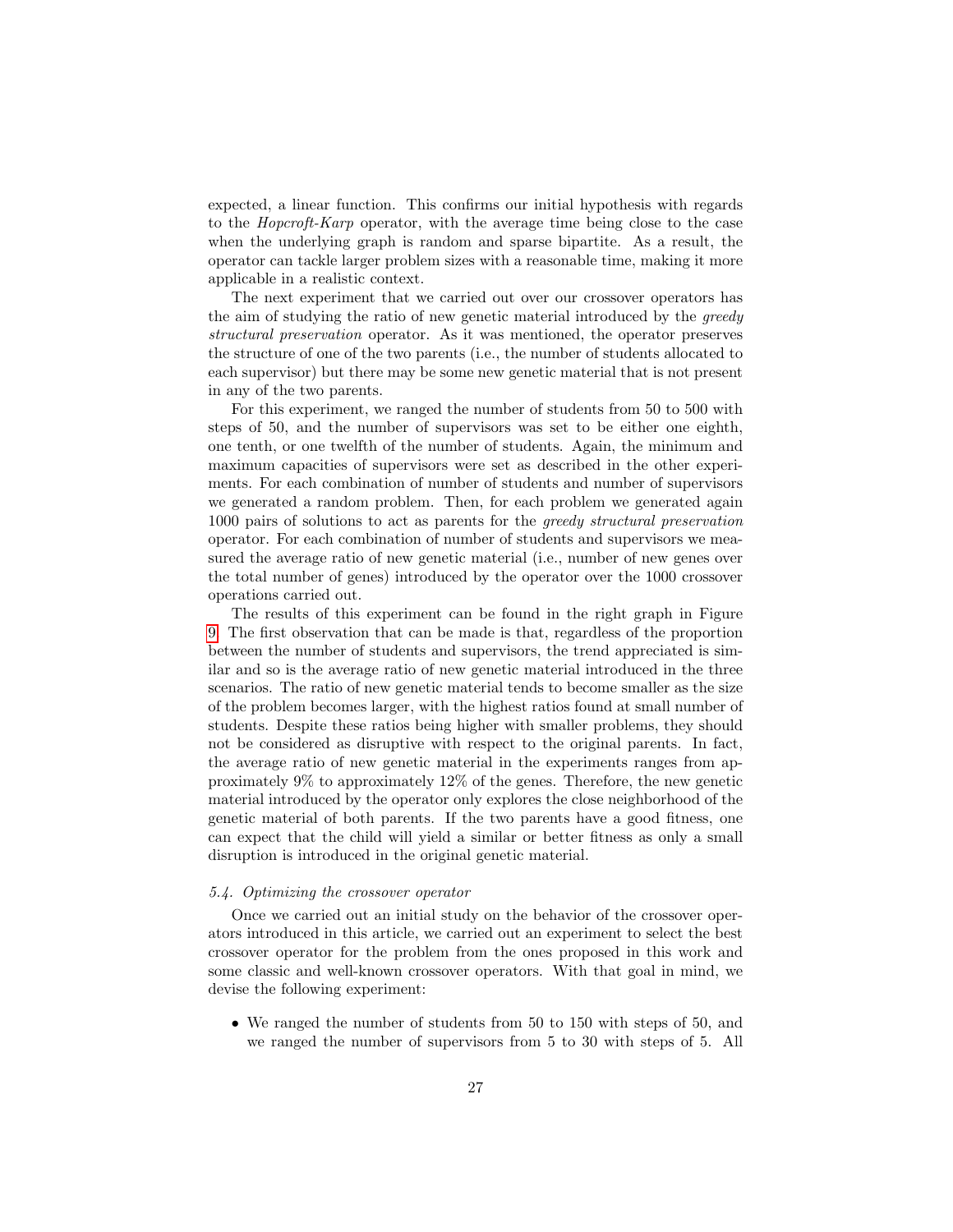expected, a linear function. This confirms our initial hypothesis with regards to the *Hopcroft-Karp* operator, with the average time being close to the case when the underlying graph is random and sparse bipartite. As a result, the operator can tackle larger problem sizes with a reasonable time, making it more applicable in a realistic context.

The next experiment that we carried out over our crossover operators has the aim of studying the ratio of new genetic material introduced by the *greedy structural preservation* operator. As it was mentioned, the operator preserves the structure of one of the two parents (i.e., the number of students allocated to each supervisor) but there may be some new genetic material that is not present in any of the two parents.

For this experiment, we ranged the number of students from 50 to 500 with steps of 50, and the number of supervisors was set to be either one eighth, one tenth, or one twelfth of the number of students. Again, the minimum and maximum capacities of supervisors were set as described in the other experiments. For each combination of number of students and number of supervisors we generated a random problem. Then, for each problem we generated again 1000 pairs of solutions to act as parents for the *greedy structural preservation* operator. For each combination of number of students and supervisors we measured the average ratio of new genetic material (i.e., number of new genes over the total number of genes) introduced by the operator over the 1000 crossover operations carried out.

The results of this experiment can be found in the right graph in Figure 9. The first observation that can be made is that, regardless of the proportion between the number of students and supervisors, the trend appreciated is similar and so is the average ratio of new genetic material introduced in the three scenarios. The ratio of new genetic material tends to become smaller as the size of the problem becomes larger, with the highest ratios found at small number of students. Despite these ratios being higher with smaller problems, they should not be considered as disruptive with respect to the original parents. In fact, the average ratio of new genetic material in the experiments ranges from approximately 9% to approximately 12% of the genes. Therefore, the new genetic material introduced by the operator only explores the close neighborhood of the genetic material of both parents. If the two parents have a good fitness, one can expect that the child will yield a similar or better fitness as only a small disruption is introduced in the original genetic material.

### *5.4. Optimizing the crossover operator*

Once we carried out an initial study on the behavior of the crossover operators introduced in this article, we carried out an experiment to select the best crossover operator for the problem from the ones proposed in this work and some classic and well-known crossover operators. With that goal in mind, we devise the following experiment:

- We ranged the number of students from 50 to 150 with steps of 50, and we ranged the number of supervisors from 5 to 30 with steps of 5. All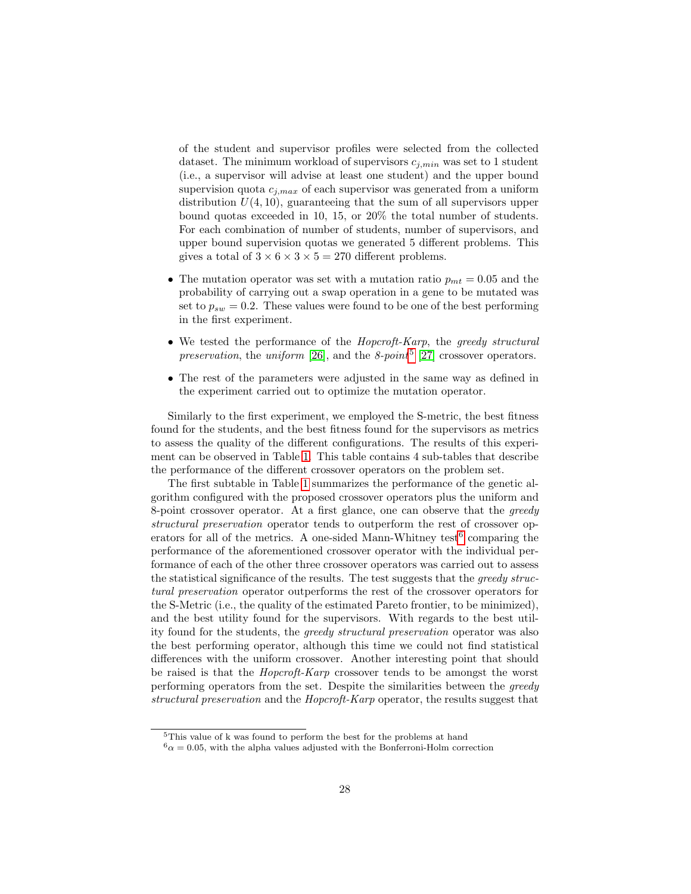of the student and supervisor profiles were selected from the collected dataset. The minimum workload of supervisors $c_{j,min}$ was set to 1 student (i.e., a supervisor will advise at least one student) and the upper bound supervision quota $c_{j,max}$ of each supervisor was generated from a uniform distribution $U(4, 10)$, guaranteeing that the sum of all supervisors upper bound quotas exceeded in 10, 15, or 20% the total number of students. For each combination of number of students, number of supervisors, and upper bound supervision quotas we generated 5 different problems. This gives a total of $3 \times 6 \times 3 \times 5 = 270$ different problems.

- The mutation operator was set with a mutation ratio $p_{mt} = 0.05$ and the probability of carrying out a swap operation in a gene to be mutated was set to $p_{sw} = 0.2$. These values were found to be one of the best performing in the first experiment.
- We tested the performance of the *Hopcroft-Karp*, the *greedy structural preservation*, the *uniform* [26], and the *8-point*[5] [27] crossover operators.
- The rest of the parameters were adjusted in the same way as defined in the experiment carried out to optimize the mutation operator.

Similarly to the first experiment, we employed the S-metric, the best fitness found for the students, and the best fitness found for the supervisors as metrics to assess the quality of the different configurations. The results of this experiment can be observed in Table 1. This table contains 4 sub-tables that describe the performance of the different crossover operators on the problem set.

The first subtable in Table 1 summarizes the performance of the genetic algorithm configured with the proposed crossover operators plus the uniform and 8-point crossover operator. At a first glance, one can observe that the *greedy structural preservation* operator tends to outperform the rest of crossover operators for all of the metrics. A one-sided Mann-Whitney test[6] comparing the performance of the aforementioned crossover operator with the individual performance of each of the other three crossover operators was carried out to assess the statistical significance of the results. The test suggests that the *greedy structural preservation* operator outperforms the rest of the crossover operators for the S-Metric (i.e., the quality of the estimated Pareto frontier, to be minimized), and the best utility found for the supervisors. With regards to the best utility found for the students, the *greedy structural preservation* operator was also the best performing operator, although this time we could not find statistical differences with the uniform crossover. Another interesting point that should be raised is that the *Hopcroft-Karp* crossover tends to be amongst the worst performing operators from the set. Despite the similarities between the *greedy structural preservation* and the *Hopcroft-Karp* operator, the results suggest that

[5] This value of k was found to perform the best for the problems at hand

[6] $\alpha = 0.05$, with the alpha values adjusted with the Bonferroni-Holm correction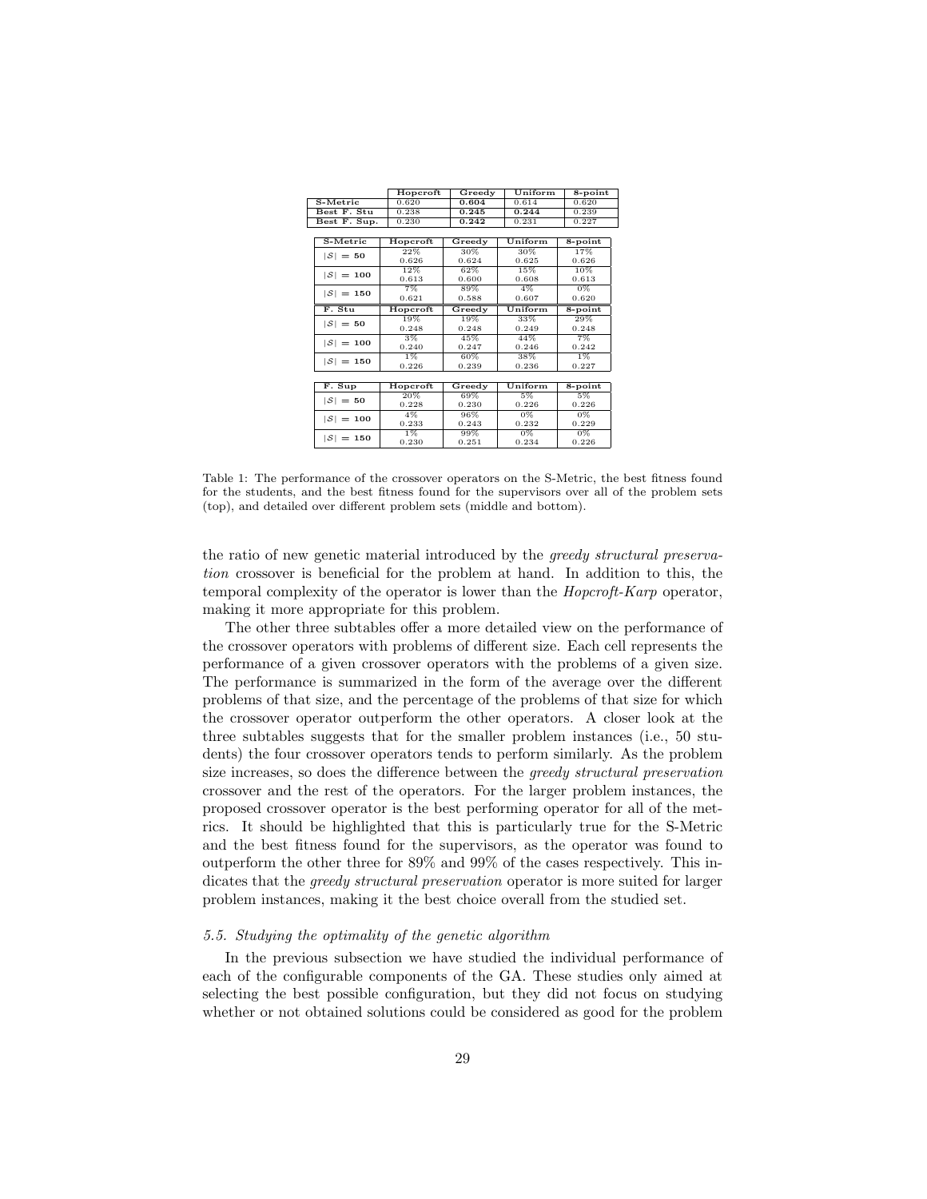| | Hopcroft | Greedy | Uniform | 8-point |
|---|---|---|---|---|
| S-Metric | 0.620 | **0.604** | 0.614 | 0.620 |
| Best F. Stu | 0.238 | **0.245** | **0.244** | 0.239 |
| Best F. Sup. | 0.230 | **0.242** | 0.231 | 0.227 |

| S-Metric | Hopcroft | Greedy | Uniform | 8-point |
|---|---|---|---|---|
| $\|\mathcal{S}\| = 50$ | 22%<br>0.626 | 30%<br>0.624 | 30%<br>0.625 | 17%<br>0.626 |
| $\|\mathcal{S}\| = 100$ | 12%<br>0.613 | 62%<br>0.600 | 15%<br>0.608 | 10%<br>0.613 |
| $\|\mathcal{S}\| = 150$ | 7%<br>0.621 | 89%<br>0.588 | 4%<br>0.607 | 0%<br>0.620 |
| **F. Stu** | **Hopcroft** | **Greedy** | **Uniform** | **8-point** |
| $\|\mathcal{S}\| = 50$ | 19%<br>0.248 | 19%<br>0.248 | 33%<br>0.249 | 29%<br>0.248 |
| $\|\mathcal{S}\| = 100$ | 3%<br>0.240 | 45%<br>0.247 | 44%<br>0.246 | 7%<br>0.242 |
| $\|\mathcal{S}\| = 150$ | 1%<br>0.226 | 60%<br>0.239 | 38%<br>0.236 | 1%<br>0.227 |

| F. Sup | Hopcroft | Greedy | Uniform | 8-point |
|---|---|---|---|---|
| $\|\mathcal{S}\| = 50$ | 20%<br>0.228 | 69%<br>0.230 | 5%<br>0.226 | 5%<br>0.226 |
| $\|\mathcal{S}\| = 100$ | 4%<br>0.233 | 96%<br>0.243 | 0%<br>0.232 | 0%<br>0.229 |
| $\|\mathcal{S}\| = 150$ | 1%<br>0.230 | 99%<br>0.251 | 0%<br>0.234 | 0%<br>0.226 |

Table 1: The performance of the crossover operators on the S-Metric, the best fitness found for the students, and the best fitness found for the supervisors over all of the problem sets (top), and detailed over different problem sets (middle and bottom).

the ratio of new genetic material introduced by the *greedy structural preservation* crossover is beneficial for the problem at hand. In addition to this, the temporal complexity of the operator is lower than the *Hopcroft-Karp* operator, making it more appropriate for this problem.

The other three subtables offer a more detailed view on the performance of the crossover operators with problems of different size. Each cell represents the performance of a given crossover operators with the problems of a given size. The performance is summarized in the form of the average over the different problems of that size, and the percentage of the problems of that size for which the crossover operator outperform the other operators. A closer look at the three subtables suggests that for the smaller problem instances (i.e., 50 students) the four crossover operators tends to perform similarly. As the problem size increases, so does the difference between the *greedy structural preservation* crossover and the rest of the operators. For the larger problem instances, the proposed crossover operator is the best performing operator for all of the metrics. It should be highlighted that this is particularly true for the S-Metric and the best fitness found for the supervisors, as the operator was found to outperform the other three for 89% and 99% of the cases respectively. This indicates that the *greedy structural preservation* operator is more suited for larger problem instances, making it the best choice overall from the studied set.

### *5.5. Studying the optimality of the genetic algorithm*

In the previous subsection we have studied the individual performance of each of the configurable components of the GA. These studies only aimed at selecting the best possible configuration, but they did not focus on studying whether or not obtained solutions could be considered as good for the problem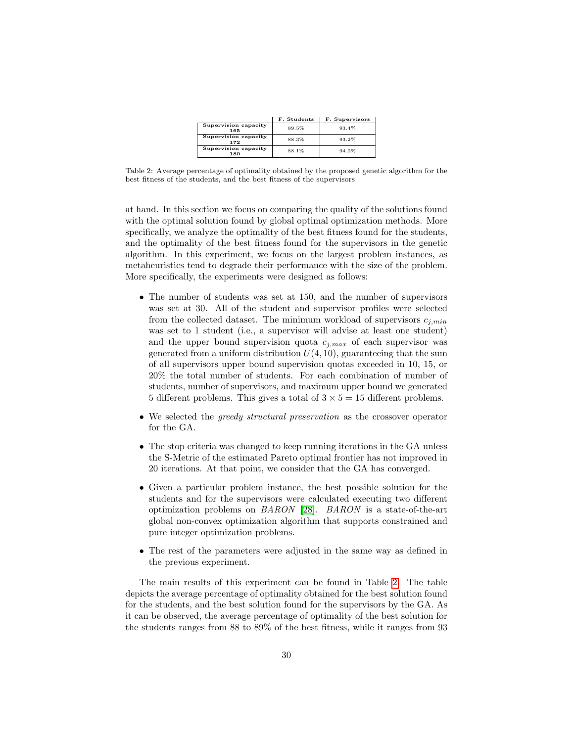| | F. Students | F. Supervisors |
|---|---|---|
| Supervision capacity 165 | 89.5% | 93.4% |
| Supervision capacity 172 | 88.3% | 93.2% |
| Supervision capacity 180 | 88.1% | 94.9% |

Table 2: Average percentage of optimality obtained by the proposed genetic algorithm for the best fitness of the students, and the best fitness of the supervisors

at hand. In this section we focus on comparing the quality of the solutions found with the optimal solution found by global optimal optimization methods. More specifically, we analyze the optimality of the best fitness found for the students, and the optimality of the best fitness found for the supervisors in the genetic algorithm. In this experiment, we focus on the largest problem instances, as metaheuristics tend to degrade their performance with the size of the problem. More specifically, the experiments were designed as follows:

- The number of students was set at 150, and the number of supervisors was set at 30. All of the student and supervisor profiles were selected from the collected dataset. The minimum workload of supervisors $c_{j,min}$ was set to 1 student (i.e., a supervisor will advise at least one student) and the upper bound supervision quota $c_{j,max}$ of each supervisor was generated from a uniform distribution $U(4, 10)$, guaranteeing that the sum of all supervisors upper bound supervision quotas exceeded in 10, 15, or 20% the total number of students. For each combination of number of students, number of supervisors, and maximum upper bound we generated 5 different problems. This gives a total of $3 \times 5 = 15$ different problems.
- We selected the *greedy structural preservation* as the crossover operator for the GA.
- The stop criteria was changed to keep running iterations in the GA unless the S-Metric of the estimated Pareto optimal frontier has not improved in 20 iterations. At that point, we consider that the GA has converged.
- Given a particular problem instance, the best possible solution for the students and for the supervisors were calculated executing two different optimization problems on *BARON* [28]. *BARON* is a state-of-the-art global non-convex optimization algorithm that supports constrained and pure integer optimization problems.
- The rest of the parameters were adjusted in the same way as defined in the previous experiment.

The main results of this experiment can be found in Table 2. The table depicts the average percentage of optimality obtained for the best solution found for the students, and the best solution found for the supervisors by the GA. As it can be observed, the average percentage of optimality of the best solution for the students ranges from 88 to 89% of the best fitness, while it ranges from 93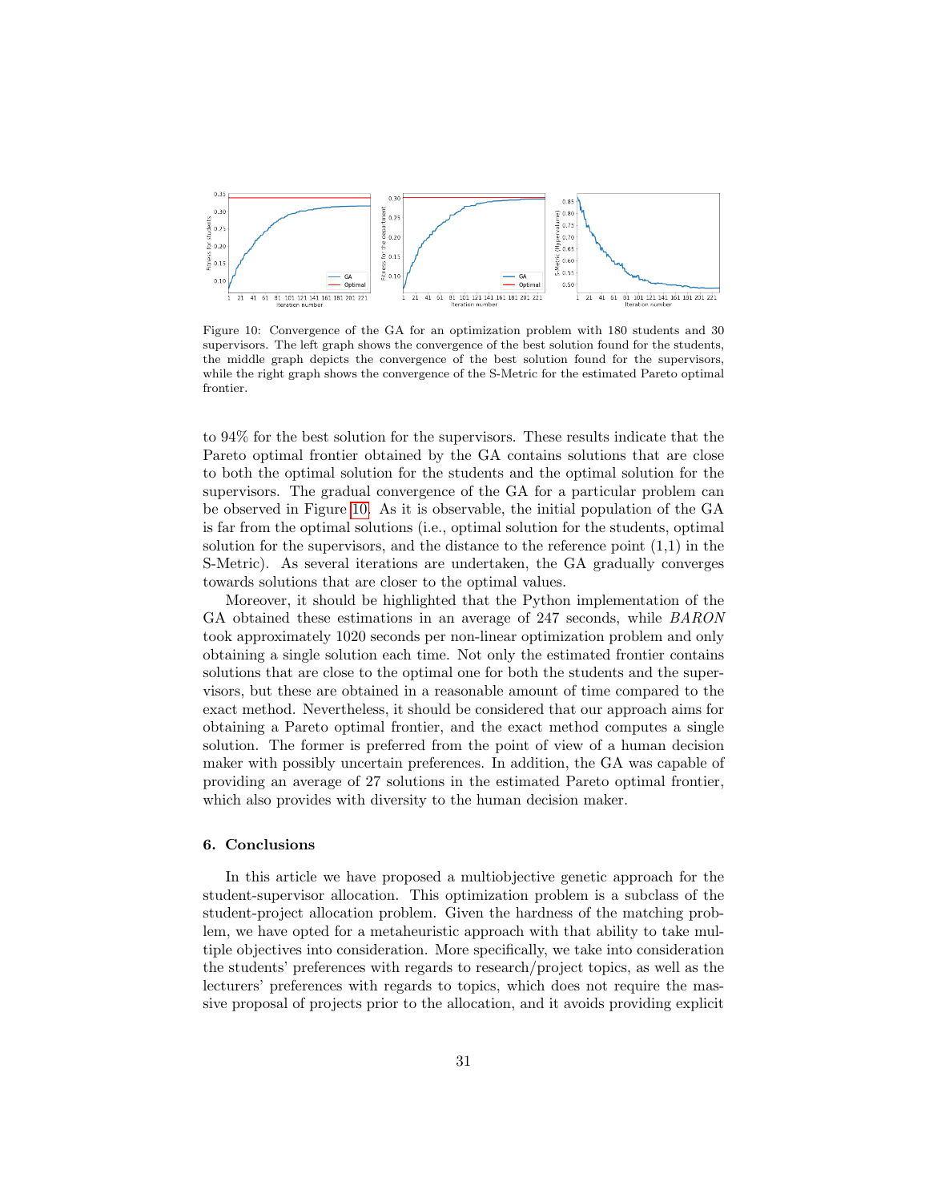Figure 10: Convergence of the GA for an optimization problem with 180 students and 30 supervisors. The left graph shows the convergence of the best solution found for the students, the middle graph depicts the convergence of the best solution found for the supervisors, while the right graph shows the convergence of the S-Metric for the estimated Pareto optimal frontier.

to 94% for the best solution for the supervisors. These results indicate that the Pareto optimal frontier obtained by the GA contains solutions that are close to both the optimal solution for the students and the optimal solution for the supervisors. The gradual convergence of the GA for a particular problem can be observed in Figure 10. As it is observable, the initial population of the GA is far from the optimal solutions (i.e., optimal solution for the students, optimal solution for the supervisors, and the distance to the reference point (1,1) in the S-Metric). As several iterations are undertaken, the GA gradually converges towards solutions that are closer to the optimal values.

Moreover, it should be highlighted that the Python implementation of the GA obtained these estimations in an average of 247 seconds, while *BARON* took approximately 1020 seconds per non-linear optimization problem and only obtaining a single solution each time. Not only the estimated frontier contains solutions that are close to the optimal one for both the students and the supervisors, but these are obtained in a reasonable amount of time compared to the exact method. Nevertheless, it should be considered that our approach aims for obtaining a Pareto optimal frontier, and the exact method computes a single solution. The former is preferred from the point of view of a human decision maker with possibly uncertain preferences. In addition, the GA was capable of providing an average of 27 solutions in the estimated Pareto optimal frontier, which also provides with diversity to the human decision maker.

## 6. Conclusions

In this article we have proposed a multiobjective genetic approach for the student-supervisor allocation. This optimization problem is a subclass of the student-project allocation problem. Given the hardness of the matching problem, we have opted for a metaheuristic approach with that ability to take multiple objectives into consideration. More specifically, we take into consideration the students' preferences with regards to research/project topics, as well as the lecturers' preferences with regards to topics, which does not require the massive proposal of projects prior to the allocation, and it avoids providing explicit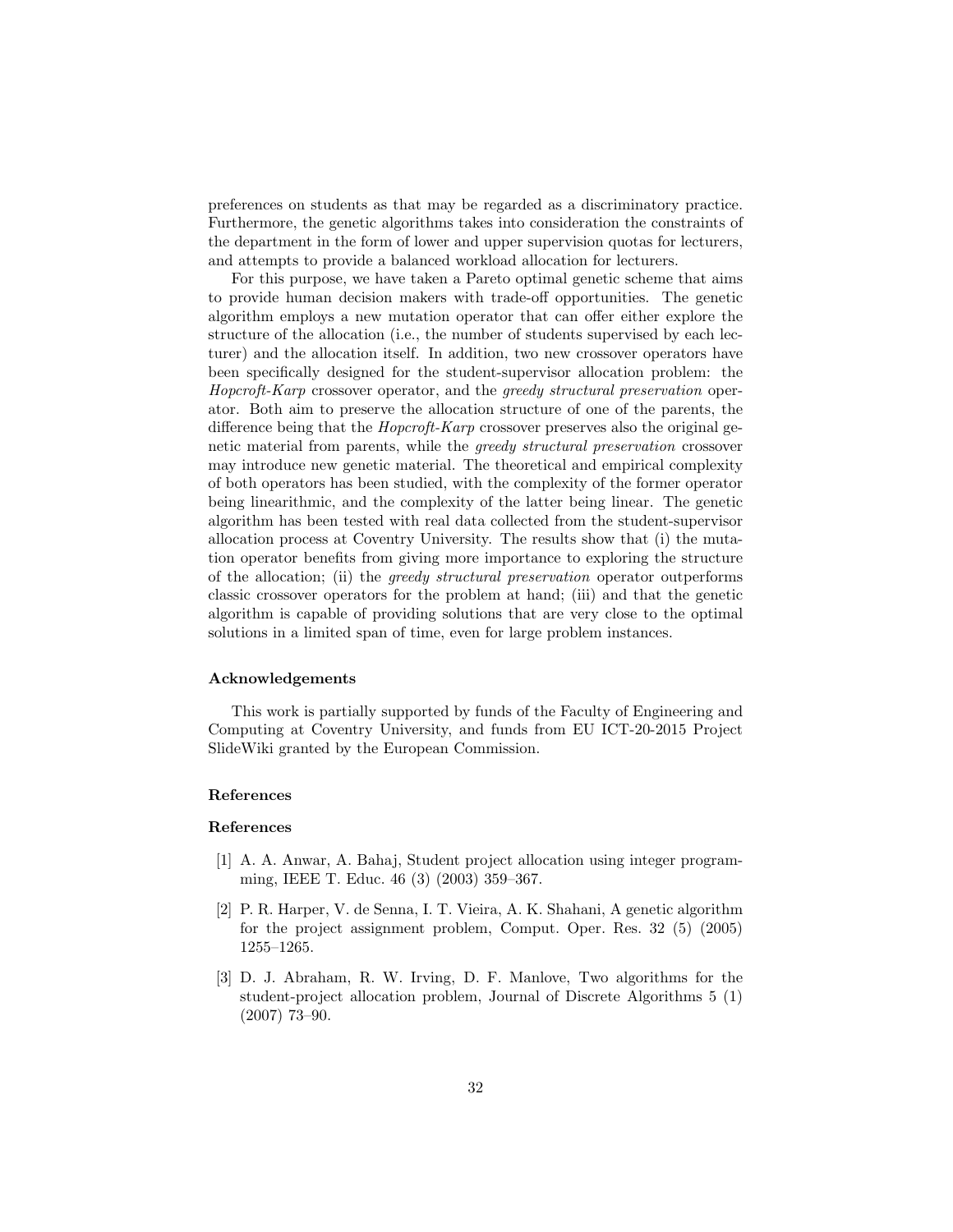preferences on students as that may be regarded as a discriminatory practice. Furthermore, the genetic algorithms takes into consideration the constraints of the department in the form of lower and upper supervision quotas for lecturers, and attempts to provide a balanced workload allocation for lecturers.

For this purpose, we have taken a Pareto optimal genetic scheme that aims to provide human decision makers with trade-off opportunities. The genetic algorithm employs a new mutation operator that can offer either explore the structure of the allocation (i.e., the number of students supervised by each lecturer) and the allocation itself. In addition, two new crossover operators have been specifically designed for the student-supervisor allocation problem: the *Hopcroft-Karp* crossover operator, and the *greedy structural preservation* operator. Both aim to preserve the allocation structure of one of the parents, the difference being that the *Hopcroft-Karp* crossover preserves also the original genetic material from parents, while the *greedy structural preservation* crossover may introduce new genetic material. The theoretical and empirical complexity of both operators has been studied, with the complexity of the former operator being linearithmic, and the complexity of the latter being linear. The genetic algorithm has been tested with real data collected from the student-supervisor allocation process at Coventry University. The results show that (i) the mutation operator benefits from giving more importance to exploring the structure of the allocation; (ii) the *greedy structural preservation* operator outperforms classic crossover operators for the problem at hand; (iii) and that the genetic algorithm is capable of providing solutions that are very close to the optimal solutions in a limited span of time, even for large problem instances.

## Acknowledgements

This work is partially supported by funds of the Faculty of Engineering and Computing at Coventry University, and funds from EU ICT-20-2015 Project SlideWiki granted by the European Commission.

## References

## References

[1] A. A. Anwar, A. Bahaj, Student project allocation using integer programming, IEEE T. Educ. 46 (3) (2003) 359–367.

[2] P. R. Harper, V. de Senna, I. T. Vieira, A. K. Shahani, A genetic algorithm for the project assignment problem, Comput. Oper. Res. 32 (5) (2005) 1255–1265.

[3] D. J. Abraham, R. W. Irving, D. F. Manlove, Two algorithms for the student-project allocation problem, Journal of Discrete Algorithms 5 (1) (2007) 73–90.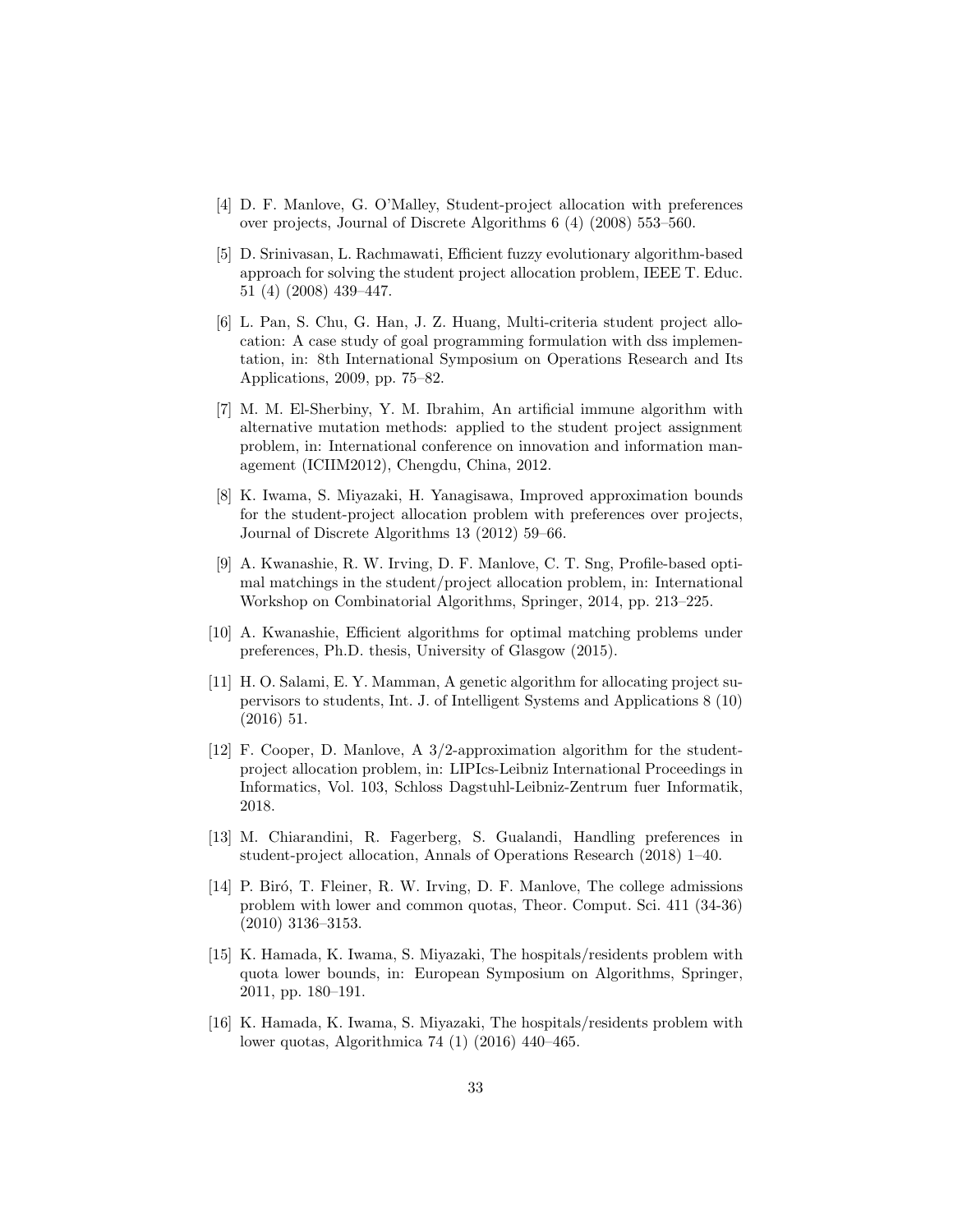[4] D. F. Manlove, G. O'Malley, Student-project allocation with preferences over projects, Journal of Discrete Algorithms 6 (4) (2008) 553–560.

[5] D. Srinivasan, L. Rachmawati, Efficient fuzzy evolutionary algorithm-based approach for solving the student project allocation problem, IEEE T. Educ. 51 (4) (2008) 439–447.

[6] L. Pan, S. Chu, G. Han, J. Z. Huang, Multi-criteria student project allocation: A case study of goal programming formulation with dss implementation, in: 8th International Symposium on Operations Research and Its Applications, 2009, pp. 75–82.

[7] M. M. El-Sherbiny, Y. M. Ibrahim, An artificial immune algorithm with alternative mutation methods: applied to the student project assignment problem, in: International conference on innovation and information management (ICIIM2012), Chengdu, China, 2012.

[8] K. Iwama, S. Miyazaki, H. Yanagisawa, Improved approximation bounds for the student-project allocation problem with preferences over projects, Journal of Discrete Algorithms 13 (2012) 59–66.

[9] A. Kwanashie, R. W. Irving, D. F. Manlove, C. T. Sng, Profile-based optimal matchings in the student/project allocation problem, in: International Workshop on Combinatorial Algorithms, Springer, 2014, pp. 213–225.

[10] A. Kwanashie, Efficient algorithms for optimal matching problems under preferences, Ph.D. thesis, University of Glasgow (2015).

[11] H. O. Salami, E. Y. Mamman, A genetic algorithm for allocating project supervisors to students, Int. J. of Intelligent Systems and Applications 8 (10) (2016) 51.

[12] F. Cooper, D. Manlove, A 3/2-approximation algorithm for the student-project allocation problem, in: LIPIcs-Leibniz International Proceedings in Informatics, Vol. 103, Schloss Dagstuhl-Leibniz-Zentrum fuer Informatik, 2018.

[13] M. Chiarandini, R. Fagerberg, S. Gualandi, Handling preferences in student-project allocation, Annals of Operations Research (2018) 1–40.

[14] P. Biró, T. Fleiner, R. W. Irving, D. F. Manlove, The college admissions problem with lower and common quotas, Theor. Comput. Sci. 411 (34-36) (2010) 3136–3153.

[15] K. Hamada, K. Iwama, S. Miyazaki, The hospitals/residents problem with quota lower bounds, in: European Symposium on Algorithms, Springer, 2011, pp. 180–191.

[16] K. Hamada, K. Iwama, S. Miyazaki, The hospitals/residents problem with lower quotas, Algorithmica 74 (1) (2016) 440–465.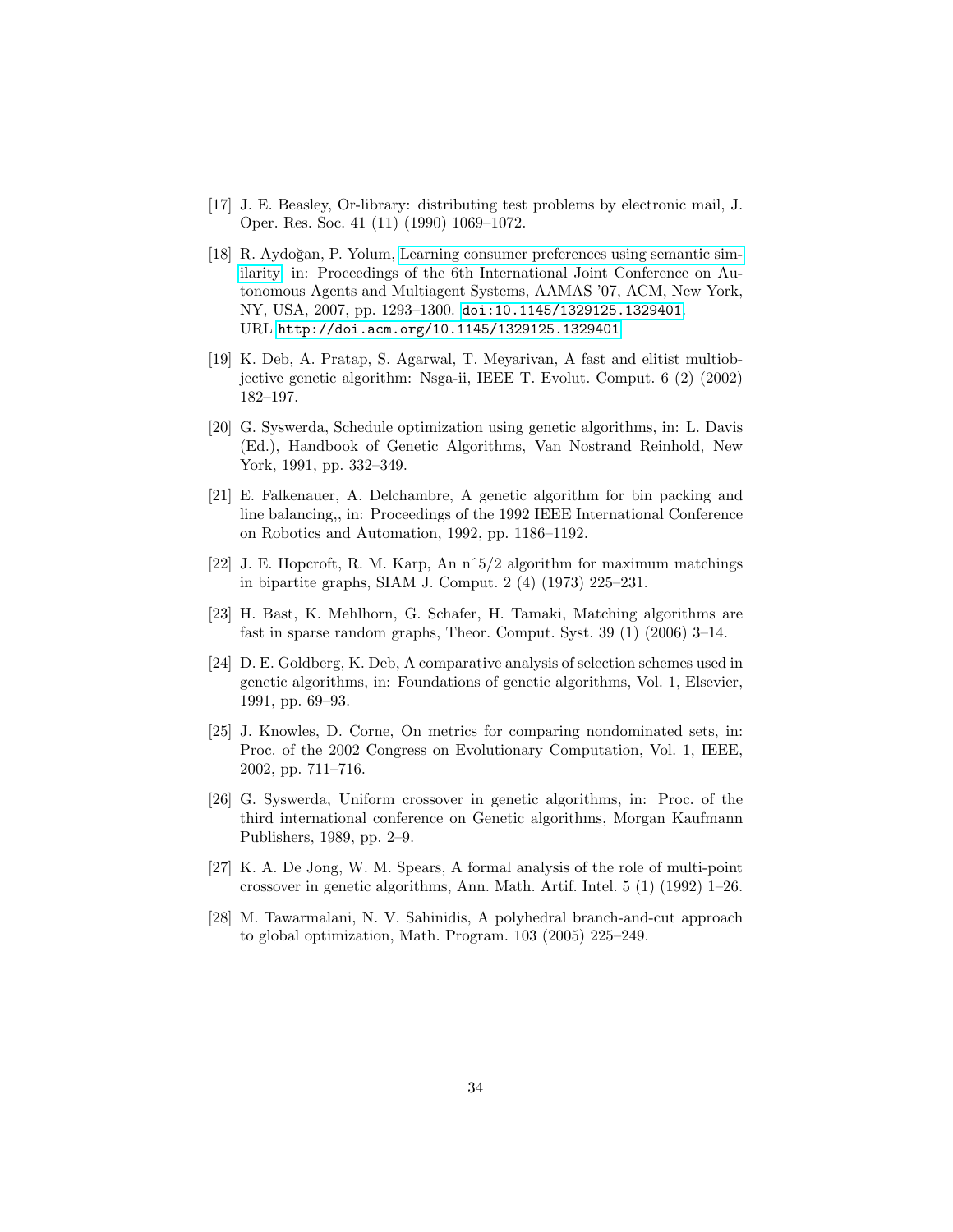[17] J. E. Beasley, Or-library: distributing test problems by electronic mail, J. Oper. Res. Soc. 41 (11) (1990) 1069–1072.

[18] R. Aydoğan, P. Yolum, Learning consumer preferences using semantic similarity, in: Proceedings of the 6th International Joint Conference on Autonomous Agents and Multiagent Systems, AAMAS '07, ACM, New York, NY, USA, 2007, pp. 1293–1300. `doi:10.1145/1329125.1329401`. URL `http://doi.acm.org/10.1145/1329125.1329401`

[19] K. Deb, A. Pratap, S. Agarwal, T. Meyarivan, A fast and elitist multiobjective genetic algorithm: Nsga-ii, IEEE T. Evolut. Comput. 6 (2) (2002) 182–197.

[20] G. Syswerda, Schedule optimization using genetic algorithms, in: L. Davis (Ed.), Handbook of Genetic Algorithms, Van Nostrand Reinhold, New York, 1991, pp. 332–349.

[21] E. Falkenauer, A. Delchambre, A genetic algorithm for bin packing and line balancing,, in: Proceedings of the 1992 IEEE International Conference on Robotics and Automation, 1992, pp. 1186–1192.

[22] J. E. Hopcroft, R. M. Karp, An nˆ5/2 algorithm for maximum matchings in bipartite graphs, SIAM J. Comput. 2 (4) (1973) 225–231.

[23] H. Bast, K. Mehlhorn, G. Schafer, H. Tamaki, Matching algorithms are fast in sparse random graphs, Theor. Comput. Syst. 39 (1) (2006) 3–14.

[24] D. E. Goldberg, K. Deb, A comparative analysis of selection schemes used in genetic algorithms, in: Foundations of genetic algorithms, Vol. 1, Elsevier, 1991, pp. 69–93.

[25] J. Knowles, D. Corne, On metrics for comparing nondominated sets, in: Proc. of the 2002 Congress on Evolutionary Computation, Vol. 1, IEEE, 2002, pp. 711–716.

[26] G. Syswerda, Uniform crossover in genetic algorithms, in: Proc. of the third international conference on Genetic algorithms, Morgan Kaufmann Publishers, 1989, pp. 2–9.

[27] K. A. De Jong, W. M. Spears, A formal analysis of the role of multi-point crossover in genetic algorithms, Ann. Math. Artif. Intel. 5 (1) (1992) 1–26.

[28] M. Tawarmalani, N. V. Sahinidis, A polyhedral branch-and-cut approach to global optimization, Math. Program. 103 (2005) 225–249.